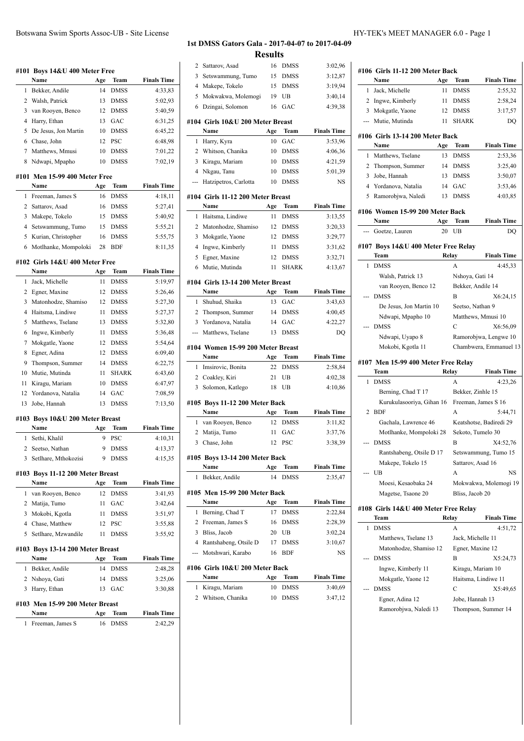# 1st DMSS Gators Gala - 2017-04-07 to 2017-04-09

## Results

### #101 Boys 14&U 400 Meter Free

| | Name | Age | Team | Finals Time |
|---|---|---|---|---|
| 1 | Bekker, Andile | 14 | DMSS | 4:33,83 |
| 2 | Walsh, Patrick | 13 | DMSS | 5:02,93 |
| 3 | van Rooyen, Benco | 12 | DMSS | 5:40,59 |
| 4 | Harry, Ethan | 13 | GAC | 6:31,25 |
| 5 | De Jesus, Jon Martin | 10 | DMSS | 6:45,22 |
| 6 | Chase, John | 12 | PSC | 6:48,98 |
| 7 | Matthews, Mmusi | 10 | DMSS | 7:01,22 |
| 8 | Ndwapi, Mpapho | 10 | DMSS | 7:02,19 |

### #101 Men 15-99 400 Meter Free

| | Name | Age | Team | Finals Time |
|---|---|---|---|---|
| 1 | Freeman, James S | 16 | DMSS | 4:18,11 |
| 2 | Sattarov, Asad | 16 | DMSS | 5:27,41 |
| 3 | Makepe, Tokelo | 15 | DMSS | 5:40,92 |
| 4 | Setswammung, Tumo | 15 | DMSS | 5:55,21 |
| 5 | Kurian, Christopher | 16 | DMSS | 5:55,75 |
| 6 | Motlhanke, Mompoloki | 28 | BDF | 8:11,35 |

### #102 Girls 14&U 400 Meter Free

| | Name | Age | Team | Finals Time |
|---|---|---|---|---|
| 1 | Jack, Michelle | 11 | DMSS | 5:19,97 |
| 2 | Egner, Maxine | 12 | DMSS | 5:26,46 |
| 3 | Matonhodze, Shamiso | 12 | DMSS | 5:27,30 |
| 4 | Haitsma, Lindiwe | 11 | DMSS | 5:27,37 |
| 5 | Matthews, Tselane | 13 | DMSS | 5:32,80 |
| 6 | Ingwe, Kimberly | 11 | DMSS | 5:36,48 |
| 7 | Mokgatle, Yaone | 12 | DMSS | 5:54,64 |
| 8 | Egner, Adina | 12 | DMSS | 6:09,40 |
| 9 | Thompson, Summer | 14 | DMSS | 6:22,75 |
| 10 | Mutie, Mutinda | 11 | SHARK | 6:43,60 |
| 11 | Kiragu, Mariam | 10 | DMSS | 6:47,97 |
| 12 | Yordanova, Natalia | 14 | GAC | 7:08,59 |
| 13 | Jobe, Hannah | 13 | DMSS | 7:13,50 |

### #103 Boys 10&U 200 Meter Breast

| | Name | Age | Team | Finals Time |
|---|---|---|---|---|
| 1 | Sethi, Khalil | 9 | PSC | 4:10,31 |
| 2 | Seetso, Nathan | 9 | DMSS | 4:13,37 |
| 3 | Setlhare, Mthokozisi | 9 | DMSS | 4:15,35 |

### #103 Boys 11-12 200 Meter Breast

| | Name | Age | Team | Finals Time |
|---|---|---|---|---|
| 1 | van Rooyen, Benco | 12 | DMSS | 3:41,93 |
| 2 | Matija, Tumo | 11 | GAC | 3:42,64 |
| 3 | Mokobi, Kgotla | 11 | DMSS | 3:51,97 |
| 4 | Chase, Matthew | 12 | PSC | 3:55,88 |
| 5 | Setlhare, Mzwandile | 11 | DMSS | 3:55,92 |

### #103 Boys 13-14 200 Meter Breast

| | Name | Age | Team | Finals Time |
|---|---|---|---|---|
| 1 | Bekker, Andile | 14 | DMSS | 2:48,28 |
| 2 | Nshoya, Gati | 14 | DMSS | 3:25,06 |
| 3 | Harry, Ethan | 13 | GAC | 3:30,88 |

### #103 Men 15-99 200 Meter Breast

| | Name | Age | Team | Finals Time |
|---|---|---|---|---|
| 1 | Freeman, James S | 16 | DMSS | 2:42,29 |
| 2 | Sattarov, Asad | 16 | DMSS | 3:02,96 |
| 3 | Setswammung, Tumo | 15 | DMSS | 3:12,87 |
| 4 | Makepe, Tokelo | 15 | DMSS | 3:19,94 |
| 5 | Mokwakwa, Molemogi | 19 | UB | 3:40,14 |
| 6 | Dzingai, Solomon | 16 | GAC | 4:39,38 |

### #104 Girls 10&U 200 Meter Breast

| | Name | Age | Team | Finals Time |
|---|---|---|---|---|
| 1 | Harry, Kyra | 10 | GAC | 3:53,96 |
| 2 | Whitson, Chanika | 10 | DMSS | 4:06,36 |
| 3 | Kiragu, Mariam | 10 | DMSS | 4:21,59 |
| 4 | Nkgau, Tanu | 10 | DMSS | 5:01,39 |
| --- | Hatzipetros, Carlotta | 10 | DMSS | NS |

### #104 Girls 11-12 200 Meter Breast

| | Name | Age | Team | Finals Time |
|---|---|---|---|---|
| 1 | Haitsma, Lindiwe | 11 | DMSS | 3:13,55 |
| 2 | Matonhodze, Shamiso | 12 | DMSS | 3:20,33 |
| 3 | Mokgatle, Yaone | 12 | DMSS | 3:29,77 |
| 4 | Ingwe, Kimberly | 11 | DMSS | 3:31,62 |
| 5 | Egner, Maxine | 12 | DMSS | 3:32,71 |
| 6 | Mutie, Mutinda | 11 | SHARK | 4:13,67 |

### #104 Girls 13-14 200 Meter Breast

| | Name | Age | Team | Finals Time |
|---|---|---|---|---|
| 1 | Shuhud, Shaika | 13 | GAC | 3:43,63 |
| 2 | Thompson, Summer | 14 | DMSS | 4:00,45 |
| 3 | Yordanova, Natalia | 14 | GAC | 4:22,27 |
| --- | Matthews, Tselane | 13 | DMSS | DQ |

### #104 Women 15-99 200 Meter Breast

| | Name | Age | Team | Finals Time |
|---|---|---|---|---|
| 1 | Imsirovic, Bonita | 22 | DMSS | 2:58,84 |
| 2 | Coakley, Kiri | 21 | UB | 4:02,38 |
| 3 | Solomon, Katlego | 18 | UB | 4:10,86 |

### #105 Boys 11-12 200 Meter Back

| | Name | Age | Team | Finals Time |
|---|---|---|---|---|
| 1 | van Rooyen, Benco | 12 | DMSS | 3:11,82 |
| 2 | Matija, Tumo | 11 | GAC | 3:37,76 |
| 3 | Chase, John | 12 | PSC | 3:38,39 |

### #105 Boys 13-14 200 Meter Back

| | Name | Age | Team | Finals Time |
|---|---|---|---|---|
| 1 | Bekker, Andile | 14 | DMSS | 2:35,47 |

### #105 Men 15-99 200 Meter Back

| | Name | Age | Team | Finals Time |
|---|---|---|---|---|
| 1 | Berning, Chad T | 17 | DMSS | 2:22,84 |
| 2 | Freeman, James S | 16 | DMSS | 2:28,39 |
| 3 | Bliss, Jacob | 20 | UB | 3:02,24 |
| 4 | Rantshabeng, Otsile D | 17 | DMSS | 3:10,67 |
| --- | Motshwari, Karabo | 16 | BDF | NS |

### #106 Girls 10&U 200 Meter Back

| | Name | Age | Team | Finals Time |
|---|---|---|---|---|
| 1 | Kiragu, Mariam | 10 | DMSS | 3:40,69 |
| 2 | Whitson, Chanika | 10 | DMSS | 3:47,12 |

### #106 Girls 11-12 200 Meter Back

| | Name | Age | Team | Finals Time |
|---|---|---|---|---|
| 1 | Jack, Michelle | 11 | DMSS | 2:55,32 |
| 2 | Ingwe, Kimberly | 11 | DMSS | 2:58,24 |
| 3 | Mokgatle, Yaone | 12 | DMSS | 3:17,57 |
| --- | Mutie, Mutinda | 11 | SHARK | DQ |

### #106 Girls 13-14 200 Meter Back

| | Name | Age | Team | Finals Time |
|---|---|---|---|---|
| 1 | Matthews, Tselane | 13 | DMSS | 2:53,36 |
| 2 | Thompson, Summer | 14 | DMSS | 3:25,40 |
| 3 | Jobe, Hannah | 13 | DMSS | 3:50,07 |
| 4 | Yordanova, Natalia | 14 | GAC | 3:53,46 |
| 5 | Ramorobjwa, Naledi | 13 | DMSS | 4:03,85 |

### #106 Women 15-99 200 Meter Back

| | Name | Age | Team | Finals Time |
|---|---|---|---|---|
| --- | Goetze, Lauren | 20 | UB | DQ |

### #107 Boys 14&U 400 Meter Free Relay

| | Team | Relay | Finals Time |
|---|---|---|---|
| 1 | DMSS | A | 4:45,33 |
| | Walsh, Patrick 13 | Nshoya, Gati 14 | |
| | van Rooyen, Benco 12 | Bekker, Andile 14 | |
| --- | DMSS | B | X6:24,15 |
| | De Jesus, Jon Martin 10 | Seetso, Nathan 9 | |
| | Ndwapi, Mpapho 10 | Matthews, Mmusi 10 | |
| --- | DMSS | C | X6:56,09 |
| | Ndwapi, Uyapo 8 | Ramorobjwa, Lengwe 10 | |
| | Mokobi, Kgotla 11 | Chambwera, Emmanuel 13 | |

### #107 Men 15-99 400 Meter Free Relay

| | Team | Relay | Finals Time |
|---|---|---|---|
| 1 | DMSS | A | 4:23,26 |
| | Berning, Chad T 17 | Bekker, Zinhle 15 | |
| | Kurukulasooriya, Gihan 16 | Freeman, James S 16 | |
| 2 | BDF | A | 5:44,71 |
| | Gachala, Lawrence 46 | Keatshotse, Badiredi 29 | |
| | Motlhanke, Mompoloki 28 | Sekoto, Tumelo 30 | |
| --- | DMSS | B | X4:52,76 |
| | Rantshabeng, Otsile D 17 | Setswammung, Tumo 15 | |
| | Makepe, Tokelo 15 | Sattarov, Asad 16 | |
| --- | UB | A | NS |
| | Moesi, Kesaobaka 24 | Mokwakwa, Molemogi 19 | |
| | Magetse, Tsaone 20 | Bliss, Jacob 20 | |

### #108 Girls 14&U 400 Meter Free Relay

| | Team | Relay | Finals Time |
|---|---|---|---|
| 1 | DMSS | A | 4:51,72 |
| | Matthews, Tselane 13 | Jack, Michelle 11 | |
| | Matonhodze, Shamiso 12 | Egner, Maxine 12 | |
| --- | DMSS | B | X5:24,73 |
| | Ingwe, Kimberly 11 | Kiragu, Mariam 10 | |
| | Mokgatle, Yaone 12 | Haitsma, Lindiwe 11 | |
| --- | DMSS | C | X5:49,65 |
| | Egner, Adina 12 | Jobe, Hannah 13 | |
| | Ramorobjwa, Naledi 13 | Thompson, Summer 14 | |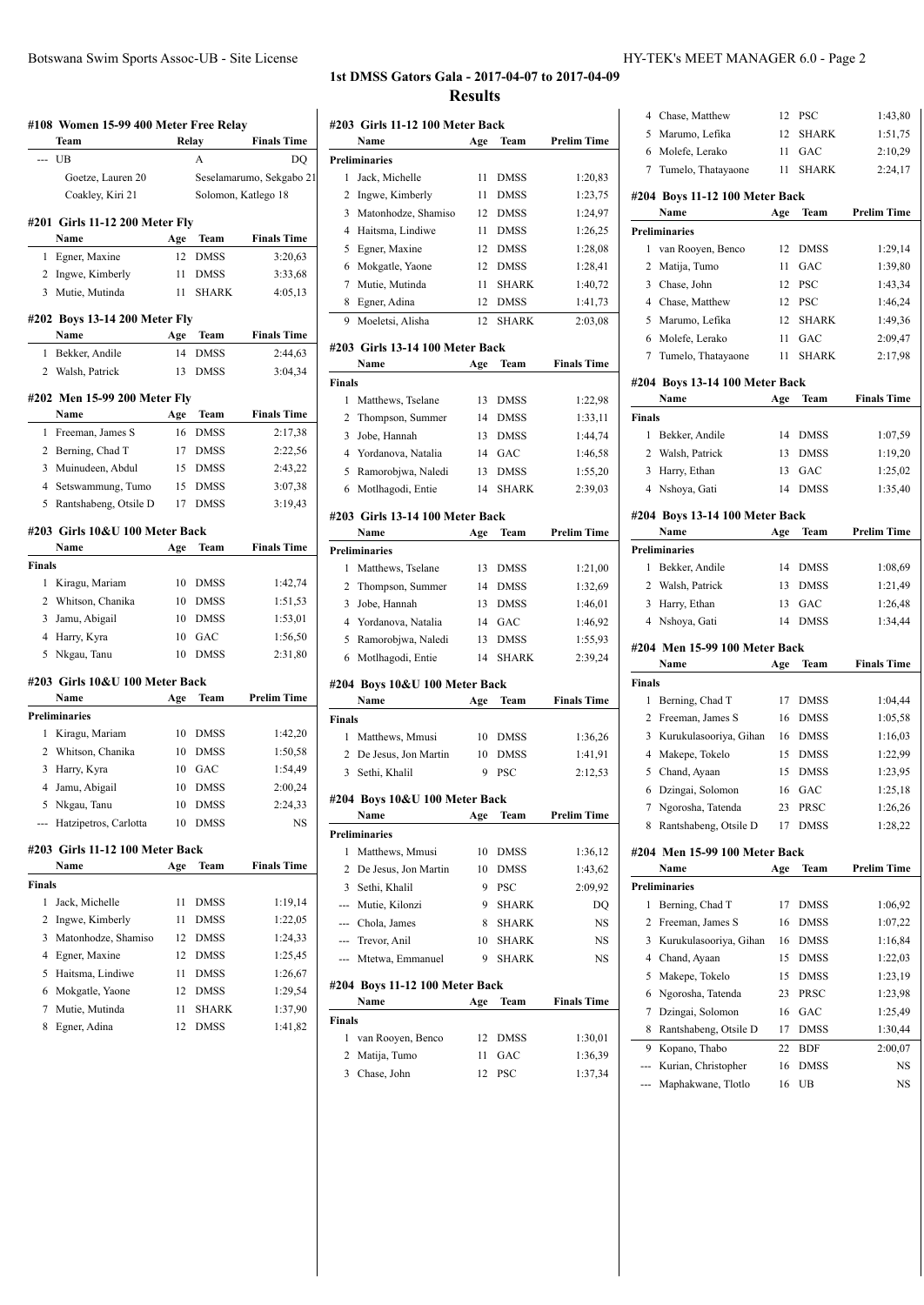# 1st DMSS Gators Gala - 2017-04-07 to 2017-04-09

## Results

### #108 Women 15-99 400 Meter Free Relay

| | Team | Relay | Finals Time |
|---|---|---|---|
| --- | UB | A | DQ |
| | Goetze, Lauren 20 | Seselamarumo, Sekgabo 21 | |
| | Coakley, Kiri 21 | Solomon, Katlego 18 | |

### #201 Girls 11-12 200 Meter Fly

| | Name | Age | Team | Finals Time |
|---|---|---|---|---|
| 1 | Egner, Maxine | 12 | DMSS | 3:20,63 |
| 2 | Ingwe, Kimberly | 11 | DMSS | 3:33,68 |
| 3 | Mutie, Mutinda | 11 | SHARK | 4:05,13 |

### #202 Boys 13-14 200 Meter Fly

| | Name | Age | Team | Finals Time |
|---|---|---|---|---|
| 1 | Bekker, Andile | 14 | DMSS | 2:44,63 |
| 2 | Walsh, Patrick | 13 | DMSS | 3:04,34 |

### #202 Men 15-99 200 Meter Fly

| | Name | Age | Team | Finals Time |
|---|---|---|---|---|
| 1 | Freeman, James S | 16 | DMSS | 2:17,38 |
| 2 | Berning, Chad T | 17 | DMSS | 2:22,56 |
| 3 | Muinudeen, Abdul | 15 | DMSS | 2:43,22 |
| 4 | Setswammung, Tumo | 15 | DMSS | 3:07,38 |
| 5 | Rantshabeng, Otsile D | 17 | DMSS | 3:19,43 |

### #203 Girls 10&U 100 Meter Back

| | Name | Age | Team | Finals Time |
|---|---|---|---|---|
| **Finals** | | | | |
| 1 | Kiragu, Mariam | 10 | DMSS | 1:42,74 |
| 2 | Whitson, Chanika | 10 | DMSS | 1:51,53 |
| 3 | Jamu, Abigail | 10 | DMSS | 1:53,01 |
| 4 | Harry, Kyra | 10 | GAC | 1:56,50 |
| 5 | Nkgau, Tanu | 10 | DMSS | 2:31,80 |

### #203 Girls 10&U 100 Meter Back

| | Name | Age | Team | Prelim Time |
|---|---|---|---|---|
| **Preliminaries** | | | | |
| 1 | Kiragu, Mariam | 10 | DMSS | 1:42,20 |
| 2 | Whitson, Chanika | 10 | DMSS | 1:50,58 |
| 3 | Harry, Kyra | 10 | GAC | 1:54,49 |
| 4 | Jamu, Abigail | 10 | DMSS | 2:00,24 |
| 5 | Nkgau, Tanu | 10 | DMSS | 2:24,33 |
| --- | Hatzipetros, Carlotta | 10 | DMSS | NS |

### #203 Girls 11-12 100 Meter Back

| | Name | Age | Team | Finals Time |
|---|---|---|---|---|
| **Finals** | | | | |
| 1 | Jack, Michelle | 11 | DMSS | 1:19,14 |
| 2 | Ingwe, Kimberly | 11 | DMSS | 1:22,05 |
| 3 | Matonhodze, Shamiso | 12 | DMSS | 1:24,33 |
| 4 | Egner, Maxine | 12 | DMSS | 1:25,45 |
| 5 | Haitsma, Lindiwe | 11 | DMSS | 1:26,67 |
| 6 | Mokgatle, Yaone | 12 | DMSS | 1:29,54 |
| 7 | Mutie, Mutinda | 11 | SHARK | 1:37,90 |
| 8 | Egner, Adina | 12 | DMSS | 1:41,82 |

### #203 Girls 11-12 100 Meter Back

| | Name | Age | Team | Prelim Time |
|---|---|---|---|---|
| **Preliminaries** | | | | |
| 1 | Jack, Michelle | 11 | DMSS | 1:20,83 |
| 2 | Ingwe, Kimberly | 11 | DMSS | 1:23,75 |
| 3 | Matonhodze, Shamiso | 12 | DMSS | 1:24,97 |
| 4 | Haitsma, Lindiwe | 11 | DMSS | 1:26,25 |
| 5 | Egner, Maxine | 12 | DMSS | 1:28,08 |
| 6 | Mokgatle, Yaone | 12 | DMSS | 1:28,41 |
| 7 | Mutie, Mutinda | 11 | SHARK | 1:40,72 |
| 8 | Egner, Adina | 12 | DMSS | 1:41,73 |
| 9 | Moeletsi, Alisha | 12 | SHARK | 2:03,08 |

### #203 Girls 13-14 100 Meter Back

| | Name | Age | Team | Finals Time |
|---|---|---|---|---|
| **Finals** | | | | |
| 1 | Matthews, Tselane | 13 | DMSS | 1:22,98 |
| 2 | Thompson, Summer | 14 | DMSS | 1:33,11 |
| 3 | Jobe, Hannah | 13 | DMSS | 1:44,74 |
| 4 | Yordanova, Natalia | 14 | GAC | 1:46,58 |
| 5 | Ramorobjwa, Naledi | 13 | DMSS | 1:55,20 |
| 6 | Motlhagodi, Entie | 14 | SHARK | 2:39,03 |

### #203 Girls 13-14 100 Meter Back

| | Name | Age | Team | Prelim Time |
|---|---|---|---|---|
| **Preliminaries** | | | | |
| 1 | Matthews, Tselane | 13 | DMSS | 1:21,00 |
| 2 | Thompson, Summer | 14 | DMSS | 1:32,69 |
| 3 | Jobe, Hannah | 13 | DMSS | 1:46,01 |
| 4 | Yordanova, Natalia | 14 | GAC | 1:46,92 |
| 5 | Ramorobjwa, Naledi | 13 | DMSS | 1:55,93 |
| 6 | Motlhagodi, Entie | 14 | SHARK | 2:39,24 |

### #204 Boys 10&U 100 Meter Back

| | Name | Age | Team | Finals Time |
|---|---|---|---|---|
| **Finals** | | | | |
| 1 | Matthews, Mmusi | 10 | DMSS | 1:36,26 |
| 2 | De Jesus, Jon Martin | 10 | DMSS | 1:41,91 |
| 3 | Sethi, Khalil | 9 | PSC | 2:12,53 |

### #204 Boys 10&U 100 Meter Back

| | Name | Age | Team | Prelim Time |
|---|---|---|---|---|
| **Preliminaries** | | | | |
| 1 | Matthews, Mmusi | 10 | DMSS | 1:36,12 |
| 2 | De Jesus, Jon Martin | 10 | DMSS | 1:43,62 |
| 3 | Sethi, Khalil | 9 | PSC | 2:09,92 |
| --- | Mutie, Kilonzi | 9 | SHARK | DQ |
| --- | Chola, James | 8 | SHARK | NS |
| --- | Trevor, Anil | 10 | SHARK | NS |
| --- | Mtetwa, Emmanuel | 9 | SHARK | NS |

### #204 Boys 11-12 100 Meter Back

| | Name | Age | Team | Finals Time |
|---|---|---|---|---|
| **Finals** | | | | |
| 1 | van Rooyen, Benco | 12 | DMSS | 1:30,01 |
| 2 | Matija, Tumo | 11 | GAC | 1:36,39 |
| 3 | Chase, John | 12 | PSC | 1:37,34 |
| 4 | Chase, Matthew | 12 | PSC | 1:43,80 |
| 5 | Marumo, Lefika | 12 | SHARK | 1:51,75 |
| 6 | Molefe, Lerako | 11 | GAC | 2:10,29 |
| 7 | Tumelo, Thatayaone | 11 | SHARK | 2:24,17 |

### #204 Boys 11-12 100 Meter Back

| | Name | Age | Team | Prelim Time |
|---|---|---|---|---|
| **Preliminaries** | | | | |
| 1 | van Rooyen, Benco | 12 | DMSS | 1:29,14 |
| 2 | Matija, Tumo | 11 | GAC | 1:39,80 |
| 3 | Chase, John | 12 | PSC | 1:43,34 |
| 4 | Chase, Matthew | 12 | PSC | 1:46,24 |
| 5 | Marumo, Lefika | 12 | SHARK | 1:49,36 |
| 6 | Molefe, Lerako | 11 | GAC | 2:09,47 |
| 7 | Tumelo, Thatayaone | 11 | SHARK | 2:17,98 |

### #204 Boys 13-14 100 Meter Back

| | Name | Age | Team | Finals Time |
|---|---|---|---|---|
| **Finals** | | | | |
| 1 | Bekker, Andile | 14 | DMSS | 1:07,59 |
| 2 | Walsh, Patrick | 13 | DMSS | 1:19,20 |
| 3 | Harry, Ethan | 13 | GAC | 1:25,02 |
| 4 | Nshoya, Gati | 14 | DMSS | 1:35,40 |

### #204 Boys 13-14 100 Meter Back

| | Name | Age | Team | Prelim Time |
|---|---|---|---|---|
| **Preliminaries** | | | | |
| 1 | Bekker, Andile | 14 | DMSS | 1:08,69 |
| 2 | Walsh, Patrick | 13 | DMSS | 1:21,49 |
| 3 | Harry, Ethan | 13 | GAC | 1:26,48 |
| 4 | Nshoya, Gati | 14 | DMSS | 1:34,44 |

### #204 Men 15-99 100 Meter Back

| | Name | Age | Team | Finals Time |
|---|---|---|---|---|
| **Finals** | | | | |
| 1 | Berning, Chad T | 17 | DMSS | 1:04,44 |
| 2 | Freeman, James S | 16 | DMSS | 1:05,58 |
| 3 | Kurukulasooriya, Gihan | 16 | DMSS | 1:16,03 |
| 4 | Makepe, Tokelo | 15 | DMSS | 1:22,99 |
| 5 | Chand, Ayaan | 15 | DMSS | 1:23,95 |
| 6 | Dzingai, Solomon | 16 | GAC | 1:25,18 |
| 7 | Ngorosha, Tatenda | 23 | PRSC | 1:26,26 |
| 8 | Rantshabeng, Otsile D | 17 | DMSS | 1:28,22 |

### #204 Men 15-99 100 Meter Back

| | Name | Age | Team | Prelim Time |
|---|---|---|---|---|
| **Preliminaries** | | | | |
| 1 | Berning, Chad T | 17 | DMSS | 1:06,92 |
| 2 | Freeman, James S | 16 | DMSS | 1:07,22 |
| 3 | Kurukulasooriya, Gihan | 16 | DMSS | 1:16,84 |
| 4 | Chand, Ayaan | 15 | DMSS | 1:22,03 |
| 5 | Makepe, Tokelo | 15 | DMSS | 1:23,19 |
| 6 | Ngorosha, Tatenda | 23 | PRSC | 1:23,98 |
| 7 | Dzingai, Solomon | 16 | GAC | 1:25,49 |
| 8 | Rantshabeng, Otsile D | 17 | DMSS | 1:30,44 |
| 9 | Kopano, Thabo | 22 | BDF | 2:00,07 |
| --- | Kurian, Christopher | 16 | DMSS | NS |
| --- | Maphakwane, Tlotlo | 16 | UB | NS |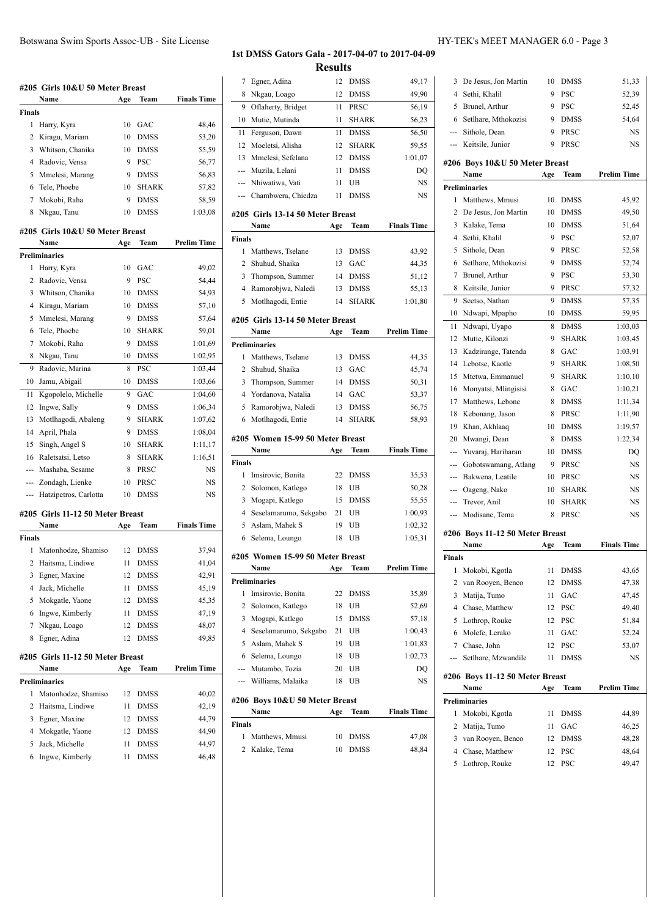## 1st DMSS Gators Gala - 2017-04-07 to 2017-04-09

### Results

#### #205 Girls 10&U 50 Meter Breast

| | Name | Age | Team | Finals Time |
|---|---|---|---|---|
| **Finals** | | | | |
| 1 | Harry, Kyra | 10 | GAC | 48,46 |
| 2 | Kiragu, Mariam | 10 | DMSS | 53,20 |
| 3 | Whitson, Chanika | 10 | DMSS | 55,59 |
| 4 | Radovic, Vensa | 9 | PSC | 56,77 |
| 5 | Mmelesi, Marang | 9 | DMSS | 56,83 |
| 6 | Tele, Phoebe | 10 | SHARK | 57,82 |
| 7 | Mokobi, Raha | 9 | DMSS | 58,59 |
| 8 | Nkgau, Tanu | 10 | DMSS | 1:03,08 |

#### #205 Girls 10&U 50 Meter Breast

| | Name | Age | Team | Prelim Time |
|---|---|---|---|---|
| **Preliminaries** | | | | |
| 1 | Harry, Kyra | 10 | GAC | 49,02 |
| 2 | Radovic, Vensa | 9 | PSC | 54,44 |
| 3 | Whitson, Chanika | 10 | DMSS | 54,93 |
| 4 | Kiragu, Mariam | 10 | DMSS | 57,10 |
| 5 | Mmelesi, Marang | 9 | DMSS | 57,64 |
| 6 | Tele, Phoebe | 10 | SHARK | 59,01 |
| 7 | Mokobi, Raha | 9 | DMSS | 1:01,69 |
| 8 | Nkgau, Tanu | 10 | DMSS | 1:02,95 |
| 9 | Radovic, Marina | 8 | PSC | 1:03,44 |
| 10 | Jamu, Abigail | 10 | DMSS | 1:03,66 |
| 11 | Kgopolelo, Michelle | 9 | GAC | 1:04,60 |
| 12 | Ingwe, Sally | 9 | DMSS | 1:06,34 |
| 13 | Motlhagodi, Abaleng | 9 | SHARK | 1:07,62 |
| 14 | April, Phala | 9 | DMSS | 1:08,04 |
| 15 | Singh, Angel S | 10 | SHARK | 1:11,17 |
| 16 | Raletsatsi, Letso | 8 | SHARK | 1:16,51 |
| --- | Mashaba, Sesame | 8 | PRSC | NS |
| --- | Zondagh, Lienke | 10 | PRSC | NS |
| --- | Hatzipetros, Carlotta | 10 | DMSS | NS |

#### #205 Girls 11-12 50 Meter Breast

| | Name | Age | Team | Finals Time |
|---|---|---|---|---|
| **Finals** | | | | |
| 1 | Matonhodze, Shamiso | 12 | DMSS | 37,94 |
| 2 | Haitsma, Lindiwe | 11 | DMSS | 41,04 |
| 3 | Egner, Maxine | 12 | DMSS | 42,91 |
| 4 | Jack, Michelle | 11 | DMSS | 45,19 |
| 5 | Mokgatle, Yaone | 12 | DMSS | 45,35 |
| 6 | Ingwe, Kimberly | 11 | DMSS | 47,19 |
| 7 | Nkgau, Loago | 12 | DMSS | 48,07 |
| 8 | Egner, Adina | 12 | DMSS | 49,85 |

#### #205 Girls 11-12 50 Meter Breast

| | Name | Age | Team | Prelim Time |
|---|---|---|---|---|
| **Preliminaries** | | | | |
| 1 | Matonhodze, Shamiso | 12 | DMSS | 40,02 |
| 2 | Haitsma, Lindiwe | 11 | DMSS | 42,19 |
| 3 | Egner, Maxine | 12 | DMSS | 44,79 |
| 4 | Mokgatle, Yaone | 12 | DMSS | 44,90 |
| 5 | Jack, Michelle | 11 | DMSS | 44,97 |
| 6 | Ingwe, Kimberly | 11 | DMSS | 46,48 |
| 7 | Egner, Adina | 12 | DMSS | 49,17 |
| 8 | Nkgau, Loago | 12 | DMSS | 49,90 |
| 9 | Oflaherty, Bridget | 11 | PRSC | 56,19 |
| 10 | Mutie, Mutinda | 11 | SHARK | 56,23 |
| 11 | Ferguson, Dawn | 11 | DMSS | 56,50 |
| 12 | Moeletsi, Alisha | 12 | SHARK | 59,55 |
| 13 | Mmelesi, Sefelana | 12 | DMSS | 1:01,07 |
| --- | Muzila, Lelani | 11 | DMSS | DQ |
| --- | Nhiwatiwa, Vati | 11 | UB | NS |
| --- | Chambwera, Chiedza | 11 | DMSS | NS |

#### #205 Girls 13-14 50 Meter Breast

| | Name | Age | Team | Finals Time |
|---|---|---|---|---|
| **Finals** | | | | |
| 1 | Matthews, Tselane | 13 | DMSS | 43,92 |
| 2 | Shuhud, Shaika | 13 | GAC | 44,35 |
| 3 | Thompson, Summer | 14 | DMSS | 51,12 |
| 4 | Ramorobjwa, Naledi | 13 | DMSS | 55,13 |
| 5 | Motlhagodi, Entie | 14 | SHARK | 1:01,80 |

#### #205 Girls 13-14 50 Meter Breast

| | Name | Age | Team | Prelim Time |
|---|---|---|---|---|
| **Preliminaries** | | | | |
| 1 | Matthews, Tselane | 13 | DMSS | 44,35 |
| 2 | Shuhud, Shaika | 13 | GAC | 45,74 |
| 3 | Thompson, Summer | 14 | DMSS | 50,31 |
| 4 | Yordanova, Natalia | 14 | GAC | 53,37 |
| 5 | Ramorobjwa, Naledi | 13 | DMSS | 56,75 |
| 6 | Motlhagodi, Entie | 14 | SHARK | 58,93 |

#### #205 Women 15-99 50 Meter Breast

| | Name | Age | Team | Finals Time |
|---|---|---|---|---|
| **Finals** | | | | |
| 1 | Imsirovic, Bonita | 22 | DMSS | 35,53 |
| 2 | Solomon, Katlego | 18 | UB | 50,28 |
| 3 | Mogapi, Katlego | 15 | DMSS | 55,55 |
| 4 | Seselamarumo, Sekgabo | 21 | UB | 1:00,93 |
| 5 | Aslam, Mahek S | 19 | UB | 1:02,32 |
| 6 | Selema, Loungo | 18 | UB | 1:05,31 |

#### #205 Women 15-99 50 Meter Breast

| | Name | Age | Team | Prelim Time |
|---|---|---|---|---|
| **Preliminaries** | | | | |
| 1 | Imsirovic, Bonita | 22 | DMSS | 35,89 |
| 2 | Solomon, Katlego | 18 | UB | 52,69 |
| 3 | Mogapi, Katlego | 15 | DMSS | 57,18 |
| 4 | Seselamarumo, Sekgabo | 21 | UB | 1:00,43 |
| 5 | Aslam, Mahek S | 19 | UB | 1:01,83 |
| 6 | Selema, Loungo | 18 | UB | 1:02,73 |
| --- | Mutambo, Tozia | 20 | UB | DQ |
| --- | Williams, Malaika | 18 | UB | NS |

#### #206 Boys 10&U 50 Meter Breast

| | Name | Age | Team | Finals Time |
|---|---|---|---|---|
| **Finals** | | | | |
| 1 | Matthews, Mmusi | 10 | DMSS | 47,08 |
| 2 | Kalake, Tema | 10 | DMSS | 48,84 |
| 3 | De Jesus, Jon Martin | 10 | DMSS | 51,33 |
| 4 | Sethi, Khalil | 9 | PSC | 52,39 |
| 5 | Brunel, Arthur | 9 | PSC | 52,45 |
| 6 | Setlhare, Mthokozisi | 9 | DMSS | 54,64 |
| --- | Sithole, Dean | 9 | PRSC | NS |
| --- | Keitsile, Junior | 9 | PRSC | NS |

#### #206 Boys 10&U 50 Meter Breast

| | Name | Age | Team | Prelim Time |
|---|---|---|---|---|
| **Preliminaries** | | | | |
| 1 | Matthews, Mmusi | 10 | DMSS | 45,92 |
| 2 | De Jesus, Jon Martin | 10 | DMSS | 49,50 |
| 3 | Kalake, Tema | 10 | DMSS | 51,64 |
| 4 | Sethi, Khalil | 9 | PSC | 52,07 |
| 5 | Sithole, Dean | 9 | PRSC | 52,58 |
| 6 | Setlhare, Mthokozisi | 9 | DMSS | 52,74 |
| 7 | Brunel, Arthur | 9 | PSC | 53,30 |
| 8 | Keitsile, Junior | 9 | PRSC | 57,32 |
| 9 | Seetso, Nathan | 9 | DMSS | 57,35 |
| 10 | Ndwapi, Mpapho | 10 | DMSS | 59,95 |
| 11 | Ndwapi, Uyapo | 8 | DMSS | 1:03,03 |
| 12 | Mutie, Kilonzi | 9 | SHARK | 1:03,45 |
| 13 | Kadzirange, Tatenda | 8 | GAC | 1:03,91 |
| 14 | Lebotse, Kaotle | 9 | SHARK | 1:08,50 |
| 15 | Mtetwa, Emmanuel | 9 | SHARK | 1:10,10 |
| 16 | Monyatsi, Mlingisisi | 8 | GAC | 1:10,21 |
| 17 | Matthews, Lebone | 8 | DMSS | 1:11,34 |
| 18 | Kebonang, Jason | 8 | PRSC | 1:11,90 |
| 19 | Khan, Akhlaaq | 10 | DMSS | 1:19,57 |
| 20 | Mwangi, Dean | 8 | DMSS | 1:22,34 |
| --- | Yuvaraj, Hariharan | 10 | DMSS | DQ |
| --- | Gobotswamang, Atlang | 9 | PRSC | NS |
| --- | Bakwena, Leatile | 10 | PRSC | NS |
| --- | Oageng, Nako | 10 | SHARK | NS |
| --- | Trevor, Anil | 10 | SHARK | NS |
| --- | Modisane, Tema | 8 | PRSC | NS |

#### #206 Boys 11-12 50 Meter Breast

| | Name | Age | Team | Finals Time |
|---|---|---|---|---|
| **Finals** | | | | |
| 1 | Mokobi, Kgotla | 11 | DMSS | 43,65 |
| 2 | van Rooyen, Benco | 12 | DMSS | 47,38 |
| 3 | Matija, Tumo | 11 | GAC | 47,45 |
| 4 | Chase, Matthew | 12 | PSC | 49,40 |
| 5 | Lothrop, Rouke | 12 | PSC | 51,84 |
| 6 | Molefe, Lerako | 11 | GAC | 52,24 |
| 7 | Chase, John | 12 | PSC | 53,07 |
| --- | Setlhare, Mzwandile | 11 | DMSS | NS |

#### #206 Boys 11-12 50 Meter Breast

| | Name | Age | Team | Prelim Time |
|---|---|---|---|---|
| **Preliminaries** | | | | |
| 1 | Mokobi, Kgotla | 11 | DMSS | 44,89 |
| 2 | Matija, Tumo | 11 | GAC | 46,25 |
| 3 | van Rooyen, Benco | 12 | DMSS | 48,28 |
| 4 | Chase, Matthew | 12 | PSC | 48,64 |
| 5 | Lothrop, Rouke | 12 | PSC | 49,47 |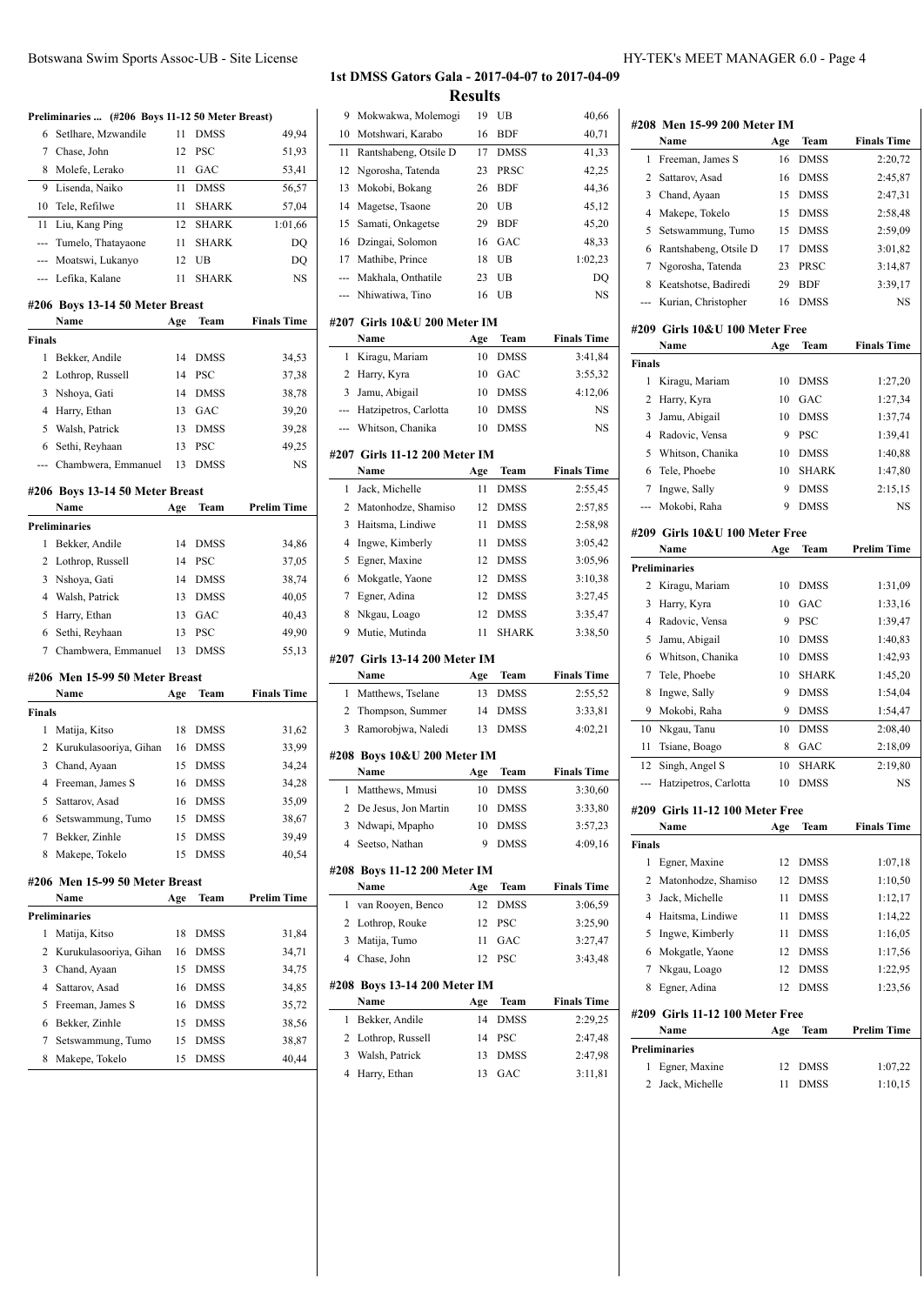## 1st DMSS Gators Gala - 2017-04-07 to 2017-04-09

## Results

### Preliminaries ... (#206 Boys 11-12 50 Meter Breast)

| | Name | Age | Team | Prelim Time |
|---|---|---|---|---|
| 6 | Setlhare, Mzwandile | 11 | DMSS | 49,94 |
| 7 | Chase, John | 12 | PSC | 51,93 |
| 8 | Molefe, Lerako | 11 | GAC | 53,41 |
| 9 | Lisenda, Naiko | 11 | DMSS | 56,57 |
| 10 | Tele, Refilwe | 11 | SHARK | 57,04 |
| 11 | Liu, Kang Ping | 12 | SHARK | 1:01,66 |
| --- | Tumelo, Thatayaone | 11 | SHARK | DQ |
| --- | Moatswi, Lukanyo | 12 | UB | DQ |
| --- | Lefika, Kalane | 11 | SHARK | NS |

### #206 Boys 13-14 50 Meter Breast

| | Name | Age | Team | Finals Time |
|---|---|---|---|---|
| **Finals** | | | | |
| 1 | Bekker, Andile | 14 | DMSS | 34,53 |
| 2 | Lothrop, Russell | 14 | PSC | 37,38 |
| 3 | Nshoya, Gati | 14 | DMSS | 38,78 |
| 4 | Harry, Ethan | 13 | GAC | 39,20 |
| 5 | Walsh, Patrick | 13 | DMSS | 39,28 |
| 6 | Sethi, Reyhaan | 13 | PSC | 49,25 |
| --- | Chambwera, Emmanuel | 13 | DMSS | NS |

### #206 Boys 13-14 50 Meter Breast

| | Name | Age | Team | Prelim Time |
|---|---|---|---|---|
| **Preliminaries** | | | | |
| 1 | Bekker, Andile | 14 | DMSS | 34,86 |
| 2 | Lothrop, Russell | 14 | PSC | 37,05 |
| 3 | Nshoya, Gati | 14 | DMSS | 38,74 |
| 4 | Walsh, Patrick | 13 | DMSS | 40,05 |
| 5 | Harry, Ethan | 13 | GAC | 40,43 |
| 6 | Sethi, Reyhaan | 13 | PSC | 49,90 |
| 7 | Chambwera, Emmanuel | 13 | DMSS | 55,13 |

### #206 Men 15-99 50 Meter Breast

| | Name | Age | Team | Finals Time |
|---|---|---|---|---|
| **Finals** | | | | |
| 1 | Matija, Kitso | 18 | DMSS | 31,62 |
| 2 | Kurukulasooriya, Gihan | 16 | DMSS | 33,99 |
| 3 | Chand, Ayaan | 15 | DMSS | 34,24 |
| 4 | Freeman, James S | 16 | DMSS | 34,28 |
| 5 | Sattarov, Asad | 16 | DMSS | 35,09 |
| 6 | Setswammung, Tumo | 15 | DMSS | 38,67 |
| 7 | Bekker, Zinhle | 15 | DMSS | 39,49 |
| 8 | Makepe, Tokelo | 15 | DMSS | 40,54 |

### #206 Men 15-99 50 Meter Breast

| | Name | Age | Team | Prelim Time |
|---|---|---|---|---|
| **Preliminaries** | | | | |
| 1 | Matija, Kitso | 18 | DMSS | 31,84 |
| 2 | Kurukulasooriya, Gihan | 16 | DMSS | 34,71 |
| 3 | Chand, Ayaan | 15 | DMSS | 34,75 |
| 4 | Sattarov, Asad | 16 | DMSS | 34,85 |
| 5 | Freeman, James S | 16 | DMSS | 35,72 |
| 6 | Bekker, Zinhle | 15 | DMSS | 38,56 |
| 7 | Setswammung, Tumo | 15 | DMSS | 38,87 |
| 8 | Makepe, Tokelo | 15 | DMSS | 40,44 |
| 9 | Mokwakwa, Molemogi | 19 | UB | 40,66 |
| 10 | Motshwari, Karabo | 16 | BDF | 40,71 |
| 11 | Rantshabeng, Otsile D | 17 | DMSS | 41,33 |
| 12 | Ngorosha, Tatenda | 23 | PRSC | 42,25 |
| 13 | Mokobi, Bokang | 26 | BDF | 44,36 |
| 14 | Magetse, Tsaone | 20 | UB | 45,12 |
| 15 | Samati, Onkagetse | 29 | BDF | 45,20 |
| 16 | Dzingai, Solomon | 16 | GAC | 48,33 |
| 17 | Mathibe, Prince | 18 | UB | 1:02,23 |
| --- | Makhala, Onthatile | 23 | UB | DQ |
| --- | Nhiwatiwa, Tino | 16 | UB | NS |

### #207 Girls 10&U 200 Meter IM

| | Name | Age | Team | Finals Time |
|---|---|---|---|---|
| 1 | Kiragu, Mariam | 10 | DMSS | 3:41,84 |
| 2 | Harry, Kyra | 10 | GAC | 3:55,32 |
| 3 | Jamu, Abigail | 10 | DMSS | 4:12,06 |
| --- | Hatzipetros, Carlotta | 10 | DMSS | NS |
| --- | Whitson, Chanika | 10 | DMSS | NS |

### #207 Girls 11-12 200 Meter IM

| | Name | Age | Team | Finals Time |
|---|---|---|---|---|
| 1 | Jack, Michelle | 11 | DMSS | 2:55,45 |
| 2 | Matonhodze, Shamiso | 12 | DMSS | 2:57,85 |
| 3 | Haitsma, Lindiwe | 11 | DMSS | 2:58,98 |
| 4 | Ingwe, Kimberly | 11 | DMSS | 3:05,42 |
| 5 | Egner, Maxine | 12 | DMSS | 3:05,96 |
| 6 | Mokgatle, Yaone | 12 | DMSS | 3:10,38 |
| 7 | Egner, Adina | 12 | DMSS | 3:27,45 |
| 8 | Nkgau, Loago | 12 | DMSS | 3:35,47 |
| 9 | Mutie, Mutinda | 11 | SHARK | 3:38,50 |

### #207 Girls 13-14 200 Meter IM

| | Name | Age | Team | Finals Time |
|---|---|---|---|---|
| 1 | Matthews, Tselane | 13 | DMSS | 2:55,52 |
| 2 | Thompson, Summer | 14 | DMSS | 3:33,81 |
| 3 | Ramorobjwa, Naledi | 13 | DMSS | 4:02,21 |

### #208 Boys 10&U 200 Meter IM

| | Name | Age | Team | Finals Time |
|---|---|---|---|---|
| 1 | Matthews, Mmusi | 10 | DMSS | 3:30,60 |
| 2 | De Jesus, Jon Martin | 10 | DMSS | 3:33,80 |
| 3 | Ndwapi, Mpapho | 10 | DMSS | 3:57,23 |
| 4 | Seetso, Nathan | 9 | DMSS | 4:09,16 |

### #208 Boys 11-12 200 Meter IM

| | Name | Age | Team | Finals Time |
|---|---|---|---|---|
| 1 | van Rooyen, Benco | 12 | DMSS | 3:06,59 |
| 2 | Lothrop, Rouke | 12 | PSC | 3:25,90 |
| 3 | Matija, Tumo | 11 | GAC | 3:27,47 |
| 4 | Chase, John | 12 | PSC | 3:43,48 |

### #208 Boys 13-14 200 Meter IM

| | Name | Age | Team | Finals Time |
|---|---|---|---|---|
| 1 | Bekker, Andile | 14 | DMSS | 2:29,25 |
| 2 | Lothrop, Russell | 14 | PSC | 2:47,48 |
| 3 | Walsh, Patrick | 13 | DMSS | 2:47,98 |
| 4 | Harry, Ethan | 13 | GAC | 3:11,81 |

### #208 Men 15-99 200 Meter IM

| | Name | Age | Team | Finals Time |
|---|---|---|---|---|
| 1 | Freeman, James S | 16 | DMSS | 2:20,72 |
| 2 | Sattarov, Asad | 16 | DMSS | 2:45,87 |
| 3 | Chand, Ayaan | 15 | DMSS | 2:47,31 |
| 4 | Makepe, Tokelo | 15 | DMSS | 2:58,48 |
| 5 | Setswammung, Tumo | 15 | DMSS | 2:59,09 |
| 6 | Rantshabeng, Otsile D | 17 | DMSS | 3:01,82 |
| 7 | Ngorosha, Tatenda | 23 | PRSC | 3:14,87 |
| 8 | Keatshotse, Badiredi | 29 | BDF | 3:39,17 |
| --- | Kurian, Christopher | 16 | DMSS | NS |

### #209 Girls 10&U 100 Meter Free

| | Name | Age | Team | Finals Time |
|---|---|---|---|---|
| **Finals** | | | | |
| 1 | Kiragu, Mariam | 10 | DMSS | 1:27,20 |
| 2 | Harry, Kyra | 10 | GAC | 1:27,34 |
| 3 | Jamu, Abigail | 10 | DMSS | 1:37,74 |
| 4 | Radovic, Vensa | 9 | PSC | 1:39,41 |
| 5 | Whitson, Chanika | 10 | DMSS | 1:40,88 |
| 6 | Tele, Phoebe | 10 | SHARK | 1:47,80 |
| 7 | Ingwe, Sally | 9 | DMSS | 2:15,15 |
| --- | Mokobi, Raha | 9 | DMSS | NS |

### #209 Girls 10&U 100 Meter Free

| | Name | Age | Team | Prelim Time |
|---|---|---|---|---|
| **Preliminaries** | | | | |
| 2 | Kiragu, Mariam | 10 | DMSS | 1:31,09 |
| 3 | Harry, Kyra | 10 | GAC | 1:33,16 |
| 4 | Radovic, Vensa | 9 | PSC | 1:39,47 |
| 5 | Jamu, Abigail | 10 | DMSS | 1:40,83 |
| 6 | Whitson, Chanika | 10 | DMSS | 1:42,93 |
| 7 | Tele, Phoebe | 10 | SHARK | 1:45,20 |
| 8 | Ingwe, Sally | 9 | DMSS | 1:54,04 |
| 9 | Mokobi, Raha | 9 | DMSS | 1:54,47 |
| 10 | Nkgau, Tanu | 10 | DMSS | 2:08,40 |
| 11 | Tsiane, Boago | 8 | GAC | 2:18,09 |
| 12 | Singh, Angel S | 10 | SHARK | 2:19,80 |
| --- | Hatzipetros, Carlotta | 10 | DMSS | NS |

### #209 Girls 11-12 100 Meter Free

| | Name | Age | Team | Finals Time |
|---|---|---|---|---|
| **Finals** | | | | |
| 1 | Egner, Maxine | 12 | DMSS | 1:07,18 |
| 2 | Matonhodze, Shamiso | 12 | DMSS | 1:10,50 |
| 3 | Jack, Michelle | 11 | DMSS | 1:12,17 |
| 4 | Haitsma, Lindiwe | 11 | DMSS | 1:14,22 |
| 5 | Ingwe, Kimberly | 11 | DMSS | 1:16,05 |
| 6 | Mokgatle, Yaone | 12 | DMSS | 1:17,56 |
| 7 | Nkgau, Loago | 12 | DMSS | 1:22,95 |
| 8 | Egner, Adina | 12 | DMSS | 1:23,56 |

### #209 Girls 11-12 100 Meter Free

| | Name | Age | Team | Prelim Time |
|---|---|---|---|---|
| **Preliminaries** | | | | |
| 1 | Egner, Maxine | 12 | DMSS | 1:07,22 |
| 2 | Jack, Michelle | 11 | DMSS | 1:10,15 |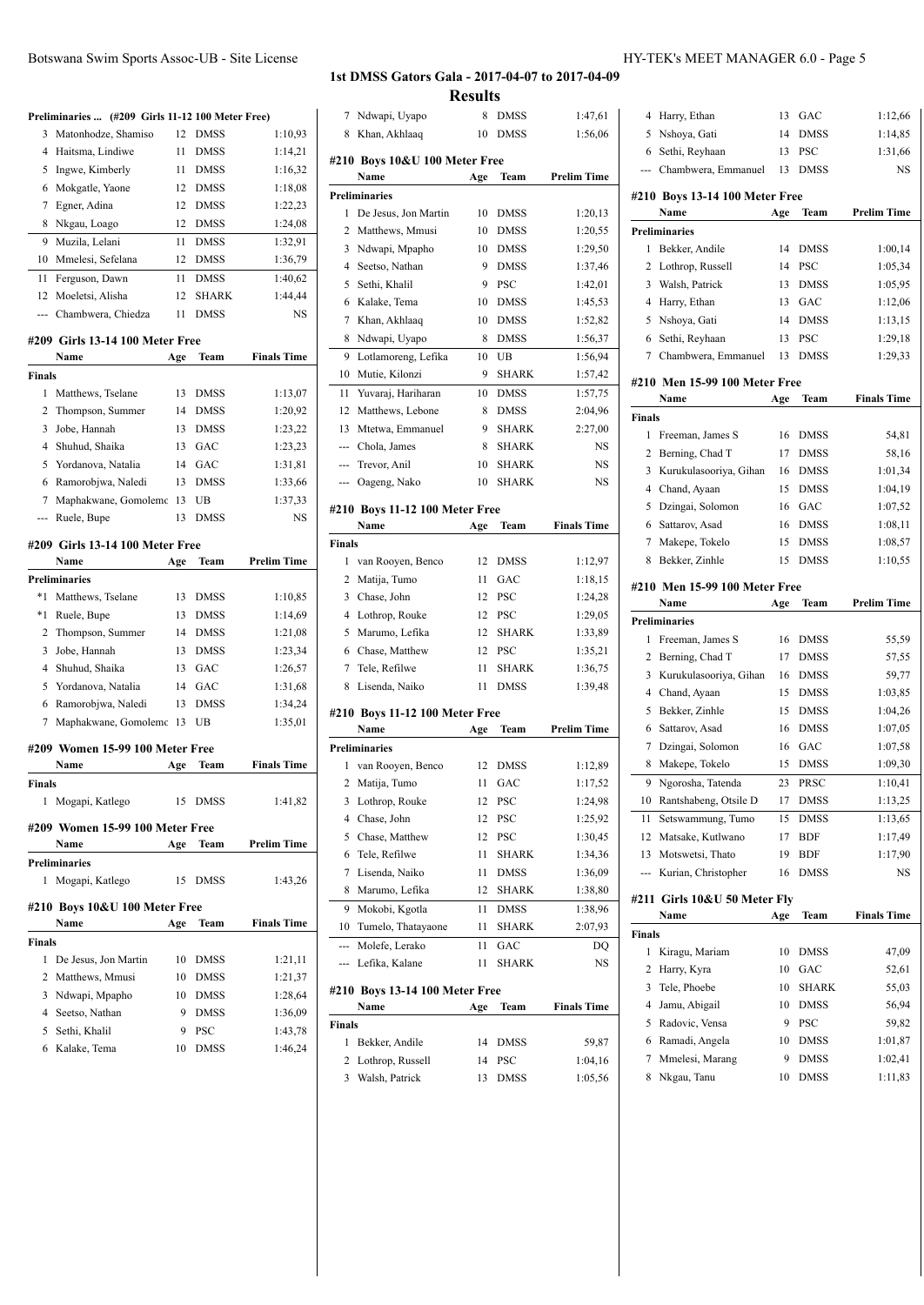## 1st DMSS Gators Gala - 2017-04-07 to 2017-04-09

### Results

**Preliminaries ... (#209 Girls 11-12 100 Meter Free)**

| | Name | Age | Team | Prelim Time |
|---|---|---|---|---|
| 3 | Matonhodze, Shamiso | 12 | DMSS | 1:10,93 |
| 4 | Haitsma, Lindiwe | 11 | DMSS | 1:14,21 |
| 5 | Ingwe, Kimberly | 11 | DMSS | 1:16,32 |
| 6 | Mokgatle, Yaone | 12 | DMSS | 1:18,08 |
| 7 | Egner, Adina | 12 | DMSS | 1:22,23 |
| 8 | Nkgau, Loago | 12 | DMSS | 1:24,08 |
| 9 | Muzila, Lelani | 11 | DMSS | 1:32,91 |
| 10 | Mmelesi, Sefelana | 12 | DMSS | 1:36,79 |
| 11 | Ferguson, Dawn | 11 | DMSS | 1:40,62 |
| 12 | Moeletsi, Alisha | 12 | SHARK | 1:44,44 |
| --- | Chambwera, Chiedza | 11 | DMSS | NS |

**#209 Girls 13-14 100 Meter Free**

| | Name | Age | Team | Finals Time |
|---|---|---|---|---|
| **Finals** | | | | |
| 1 | Matthews, Tselane | 13 | DMSS | 1:13,07 |
| 2 | Thompson, Summer | 14 | DMSS | 1:20,92 |
| 3 | Jobe, Hannah | 13 | DMSS | 1:23,22 |
| 4 | Shuhud, Shaika | 13 | GAC | 1:23,23 |
| 5 | Yordanova, Natalia | 14 | GAC | 1:31,81 |
| 6 | Ramorobjwa, Naledi | 13 | DMSS | 1:33,66 |
| 7 | Maphakwane, Gomolemc | 13 | UB | 1:37,33 |
| --- | Ruele, Bupe | 13 | DMSS | NS |

**#209 Girls 13-14 100 Meter Free**

| | Name | Age | Team | Prelim Time |
|---|---|---|---|---|
| **Preliminaries** | | | | |
| *1 | Matthews, Tselane | 13 | DMSS | 1:10,85 |
| *1 | Ruele, Bupe | 13 | DMSS | 1:14,69 |
| 2 | Thompson, Summer | 14 | DMSS | 1:21,08 |
| 3 | Jobe, Hannah | 13 | DMSS | 1:23,34 |
| 4 | Shuhud, Shaika | 13 | GAC | 1:26,57 |
| 5 | Yordanova, Natalia | 14 | GAC | 1:31,68 |
| 6 | Ramorobjwa, Naledi | 13 | DMSS | 1:34,24 |
| 7 | Maphakwane, Gomolemc | 13 | UB | 1:35,01 |

**#209 Women 15-99 100 Meter Free**

| | Name | Age | Team | Finals Time |
|---|---|---|---|---|
| **Finals** | | | | |
| 1 | Mogapi, Katlego | 15 | DMSS | 1:41,82 |

**#209 Women 15-99 100 Meter Free**

| | Name | Age | Team | Prelim Time |
|---|---|---|---|---|
| **Preliminaries** | | | | |
| 1 | Mogapi, Katlego | 15 | DMSS | 1:43,26 |

**#210 Boys 10&U 100 Meter Free**

| | Name | Age | Team | Finals Time |
|---|---|---|---|---|
| **Finals** | | | | |
| 1 | De Jesus, Jon Martin | 10 | DMSS | 1:21,11 |
| 2 | Matthews, Mmusi | 10 | DMSS | 1:21,37 |
| 3 | Ndwapi, Mpapho | 10 | DMSS | 1:28,64 |
| 4 | Seetso, Nathan | 9 | DMSS | 1:36,09 |
| 5 | Sethi, Khalil | 9 | PSC | 1:43,78 |
| 6 | Kalake, Tema | 10 | DMSS | 1:46,24 |
| 7 | Ndwapi, Uyapo | 8 | DMSS | 1:47,61 |
| 8 | Khan, Akhlaaq | 10 | DMSS | 1:56,06 |

**#210 Boys 10&U 100 Meter Free**

| | Name | Age | Team | Prelim Time |
|---|---|---|---|---|
| **Preliminaries** | | | | |
| 1 | De Jesus, Jon Martin | 10 | DMSS | 1:20,13 |
| 2 | Matthews, Mmusi | 10 | DMSS | 1:20,55 |
| 3 | Ndwapi, Mpapho | 10 | DMSS | 1:29,50 |
| 4 | Seetso, Nathan | 9 | DMSS | 1:37,46 |
| 5 | Sethi, Khalil | 9 | PSC | 1:42,01 |
| 6 | Kalake, Tema | 10 | DMSS | 1:45,53 |
| 7 | Khan, Akhlaaq | 10 | DMSS | 1:52,82 |
| 8 | Ndwapi, Uyapo | 8 | DMSS | 1:56,37 |
| 9 | Lotlamoreng, Lefika | 10 | UB | 1:56,94 |
| 10 | Mutie, Kilonzi | 9 | SHARK | 1:57,42 |
| 11 | Yuvaraj, Hariharan | 10 | DMSS | 1:57,75 |
| 12 | Matthews, Lebone | 8 | DMSS | 2:04,96 |
| 13 | Mtetwa, Emmanuel | 9 | SHARK | 2:27,00 |
| --- | Chola, James | 8 | SHARK | NS |
| --- | Trevor, Anil | 10 | SHARK | NS |
| --- | Oageng, Nako | 10 | SHARK | NS |

**#210 Boys 11-12 100 Meter Free**

| | Name | Age | Team | Finals Time |
|---|---|---|---|---|
| **Finals** | | | | |
| 1 | van Rooyen, Benco | 12 | DMSS | 1:12,97 |
| 2 | Matija, Tumo | 11 | GAC | 1:18,15 |
| 3 | Chase, John | 12 | PSC | 1:24,28 |
| 4 | Lothrop, Rouke | 12 | PSC | 1:29,05 |
| 5 | Marumo, Lefika | 12 | SHARK | 1:33,89 |
| 6 | Chase, Matthew | 12 | PSC | 1:35,21 |
| 7 | Tele, Refilwe | 11 | SHARK | 1:36,75 |
| 8 | Lisenda, Naiko | 11 | DMSS | 1:39,48 |

**#210 Boys 11-12 100 Meter Free**

| | Name | Age | Team | Prelim Time |
|---|---|---|---|---|
| **Preliminaries** | | | | |
| 1 | van Rooyen, Benco | 12 | DMSS | 1:12,89 |
| 2 | Matija, Tumo | 11 | GAC | 1:17,52 |
| 3 | Lothrop, Rouke | 12 | PSC | 1:24,98 |
| 4 | Chase, John | 12 | PSC | 1:25,92 |
| 5 | Chase, Matthew | 12 | PSC | 1:30,45 |
| 6 | Tele, Refilwe | 11 | SHARK | 1:34,36 |
| 7 | Lisenda, Naiko | 11 | DMSS | 1:36,09 |
| 8 | Marumo, Lefika | 12 | SHARK | 1:38,80 |
| 9 | Mokobi, Kgotla | 11 | DMSS | 1:38,96 |
| 10 | Tumelo, Thatayaone | 11 | SHARK | 2:07,93 |
| --- | Molefe, Lerako | 11 | GAC | DQ |
| --- | Lefika, Kalane | 11 | SHARK | NS |

**#210 Boys 13-14 100 Meter Free**

| | Name | Age | Team | Finals Time |
|---|---|---|---|---|
| **Finals** | | | | |
| 1 | Bekker, Andile | 14 | DMSS | 59,87 |
| 2 | Lothrop, Russell | 14 | PSC | 1:04,16 |
| 3 | Walsh, Patrick | 13 | DMSS | 1:05,56 |
| 4 | Harry, Ethan | 13 | GAC | 1:12,66 |
| 5 | Nshoya, Gati | 14 | DMSS | 1:14,85 |
| 6 | Sethi, Reyhaan | 13 | PSC | 1:31,66 |
| --- | Chambwera, Emmanuel | 13 | DMSS | NS |

**#210 Boys 13-14 100 Meter Free**

| | Name | Age | Team | Prelim Time |
|---|---|---|---|---|
| **Preliminaries** | | | | |
| 1 | Bekker, Andile | 14 | DMSS | 1:00,14 |
| 2 | Lothrop, Russell | 14 | PSC | 1:05,34 |
| 3 | Walsh, Patrick | 13 | DMSS | 1:05,95 |
| 4 | Harry, Ethan | 13 | GAC | 1:12,06 |
| 5 | Nshoya, Gati | 14 | DMSS | 1:13,15 |
| 6 | Sethi, Reyhaan | 13 | PSC | 1:29,18 |
| 7 | Chambwera, Emmanuel | 13 | DMSS | 1:29,33 |

**#210 Men 15-99 100 Meter Free**

| | Name | Age | Team | Finals Time |
|---|---|---|---|---|
| **Finals** | | | | |
| 1 | Freeman, James S | 16 | DMSS | 54,81 |
| 2 | Berning, Chad T | 17 | DMSS | 58,16 |
| 3 | Kurukulasooriya, Gihan | 16 | DMSS | 1:01,34 |
| 4 | Chand, Ayaan | 15 | DMSS | 1:04,19 |
| 5 | Dzingai, Solomon | 16 | GAC | 1:07,52 |
| 6 | Sattarov, Asad | 16 | DMSS | 1:08,11 |
| 7 | Makepe, Tokelo | 15 | DMSS | 1:08,57 |
| 8 | Bekker, Zinhle | 15 | DMSS | 1:10,55 |

**#210 Men 15-99 100 Meter Free**

| | Name | Age | Team | Prelim Time |
|---|---|---|---|---|
| **Preliminaries** | | | | |
| 1 | Freeman, James S | 16 | DMSS | 55,59 |
| 2 | Berning, Chad T | 17 | DMSS | 57,55 |
| 3 | Kurukulasooriya, Gihan | 16 | DMSS | 59,77 |
| 4 | Chand, Ayaan | 15 | DMSS | 1:03,85 |
| 5 | Bekker, Zinhle | 15 | DMSS | 1:04,26 |
| 6 | Sattarov, Asad | 16 | DMSS | 1:07,05 |
| 7 | Dzingai, Solomon | 16 | GAC | 1:07,58 |
| 8 | Makepe, Tokelo | 15 | DMSS | 1:09,30 |
| 9 | Ngorosha, Tatenda | 23 | PRSC | 1:10,41 |
| 10 | Rantshabeng, Otsile D | 17 | DMSS | 1:13,25 |
| 11 | Setswammung, Tumo | 15 | DMSS | 1:13,65 |
| 12 | Matsake, Kutlwano | 17 | BDF | 1:17,49 |
| 13 | Motswetsi, Thato | 19 | BDF | 1:17,90 |
| --- | Kurian, Christopher | 16 | DMSS | NS |

**#211 Girls 10&U 50 Meter Fly**

| | Name | Age | Team | Finals Time |
|---|---|---|---|---|
| **Finals** | | | | |
| 1 | Kiragu, Mariam | 10 | DMSS | 47,09 |
| 2 | Harry, Kyra | 10 | GAC | 52,61 |
| 3 | Tele, Phoebe | 10 | SHARK | 55,03 |
| 4 | Jamu, Abigail | 10 | DMSS | 56,94 |
| 5 | Radovic, Vensa | 9 | PSC | 59,82 |
| 6 | Ramadi, Angela | 10 | DMSS | 1:01,87 |
| 7 | Mmelesi, Marang | 9 | DMSS | 1:02,41 |
| 8 | Nkgau, Tanu | 10 | DMSS | 1:11,83 |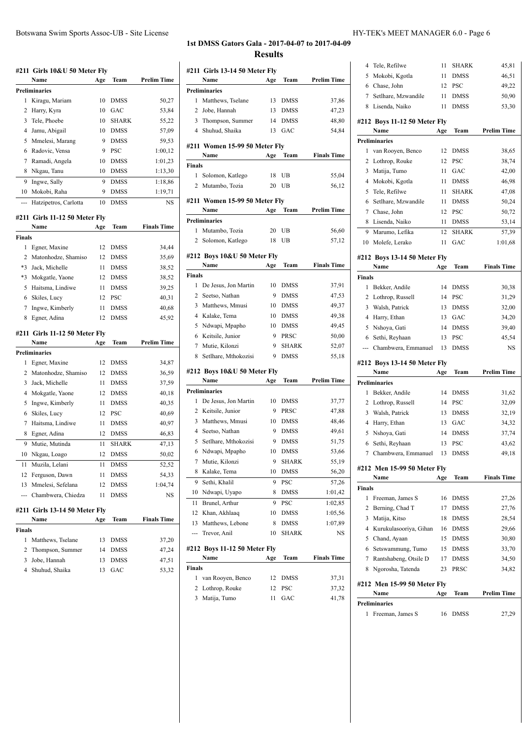# 1st DMSS Gators Gala - 2017-04-07 to 2017-04-09

## Results

### #211 Girls 10&U 50 Meter Fly

| | Name | Age | Team | Prelim Time |
|---|---|---|---|---|
| **Preliminaries** | | | | |
| 1 | Kiragu, Mariam | 10 | DMSS | 50,27 |
| 2 | Harry, Kyra | 10 | GAC | 53,84 |
| 3 | Tele, Phoebe | 10 | SHARK | 55,22 |
| 4 | Jamu, Abigail | 10 | DMSS | 57,09 |
| 5 | Mmelesi, Marang | 9 | DMSS | 59,53 |
| 6 | Radovic, Vensa | 9 | PSC | 1:00,12 |
| 7 | Ramadi, Angela | 10 | DMSS | 1:01,23 |
| 8 | Nkgau, Tanu | 10 | DMSS | 1:13,30 |
| 9 | Ingwe, Sally | 9 | DMSS | 1:18,86 |
| 10 | Mokobi, Raha | 9 | DMSS | 1:19,71 |
| --- | Hatzipetros, Carlotta | 10 | DMSS | NS |

### #211 Girls 11-12 50 Meter Fly

| | Name | Age | Team | Finals Time |
|---|---|---|---|---|
| **Finals** | | | | |
| 1 | Egner, Maxine | 12 | DMSS | 34,44 |
| 2 | Matonhodze, Shamiso | 12 | DMSS | 35,69 |
| *3 | Jack, Michelle | 11 | DMSS | 38,52 |
| *3 | Mokgatle, Yaone | 12 | DMSS | 38,52 |
| 5 | Haitsma, Lindiwe | 11 | DMSS | 39,25 |
| 6 | Skiles, Lucy | 12 | PSC | 40,31 |
| 7 | Ingwe, Kimberly | 11 | DMSS | 40,68 |
| 8 | Egner, Adina | 12 | DMSS | 45,92 |

### #211 Girls 11-12 50 Meter Fly

| | Name | Age | Team | Prelim Time |
|---|---|---|---|---|
| **Preliminaries** | | | | |
| 1 | Egner, Maxine | 12 | DMSS | 34,87 |
| 2 | Matonhodze, Shamiso | 12 | DMSS | 36,59 |
| 3 | Jack, Michelle | 11 | DMSS | 37,59 |
| 4 | Mokgatle, Yaone | 12 | DMSS | 40,18 |
| 5 | Ingwe, Kimberly | 11 | DMSS | 40,35 |
| 6 | Skiles, Lucy | 12 | PSC | 40,69 |
| 7 | Haitsma, Lindiwe | 11 | DMSS | 40,97 |
| 8 | Egner, Adina | 12 | DMSS | 46,83 |
| 9 | Mutie, Mutinda | 11 | SHARK | 47,13 |
| 10 | Nkgau, Loago | 12 | DMSS | 50,02 |
| 11 | Muzila, Lelani | 11 | DMSS | 52,52 |
| 12 | Ferguson, Dawn | 11 | DMSS | 54,33 |
| 13 | Mmelesi, Sefelana | 12 | DMSS | 1:04,74 |
| --- | Chambwera, Chiedza | 11 | DMSS | NS |

### #211 Girls 13-14 50 Meter Fly

| | Name | Age | Team | Finals Time |
|---|---|---|---|---|
| **Finals** | | | | |
| 1 | Matthews, Tselane | 13 | DMSS | 37,20 |
| 2 | Thompson, Summer | 14 | DMSS | 47,24 |
| 3 | Jobe, Hannah | 13 | DMSS | 47,51 |
| 4 | Shuhud, Shaika | 13 | GAC | 53,32 |

### #211 Girls 13-14 50 Meter Fly

| | Name | Age | Team | Prelim Time |
|---|---|---|---|---|
| **Preliminaries** | | | | |
| 1 | Matthews, Tselane | 13 | DMSS | 37,86 |
| 2 | Jobe, Hannah | 13 | DMSS | 47,23 |
| 3 | Thompson, Summer | 14 | DMSS | 48,80 |
| 4 | Shuhud, Shaika | 13 | GAC | 54,84 |

### #211 Women 15-99 50 Meter Fly

| | Name | Age | Team | Finals Time |
|---|---|---|---|---|
| **Finals** | | | | |
| 1 | Solomon, Katlego | 18 | UB | 55,04 |
| 2 | Mutambo, Tozia | 20 | UB | 56,12 |

### #211 Women 15-99 50 Meter Fly

| | Name | Age | Team | Prelim Time |
|---|---|---|---|---|
| **Preliminaries** | | | | |
| 1 | Mutambo, Tozia | 20 | UB | 56,60 |
| 2 | Solomon, Katlego | 18 | UB | 57,12 |

### #212 Boys 10&U 50 Meter Fly

| | Name | Age | Team | Finals Time |
|---|---|---|---|---|
| **Finals** | | | | |
| 1 | De Jesus, Jon Martin | 10 | DMSS | 37,91 |
| 2 | Seetso, Nathan | 9 | DMSS | 47,53 |
| 3 | Matthews, Mmusi | 10 | DMSS | 49,37 |
| 4 | Kalake, Tema | 10 | DMSS | 49,38 |
| 5 | Ndwapi, Mpapho | 10 | DMSS | 49,45 |
| 6 | Keitsile, Junior | 9 | PRSC | 50,00 |
| 7 | Mutie, Kilonzi | 9 | SHARK | 52,07 |
| 8 | Setlhare, Mthokozisi | 9 | DMSS | 55,18 |

### #212 Boys 10&U 50 Meter Fly

| | Name | Age | Team | Prelim Time |
|---|---|---|---|---|
| **Preliminaries** | | | | |
| 1 | De Jesus, Jon Martin | 10 | DMSS | 37,77 |
| 2 | Keitsile, Junior | 9 | PRSC | 47,88 |
| 3 | Matthews, Mmusi | 10 | DMSS | 48,46 |
| 4 | Seetso, Nathan | 9 | DMSS | 49,61 |
| 5 | Setlhare, Mthokozisi | 9 | DMSS | 51,75 |
| 6 | Ndwapi, Mpapho | 10 | DMSS | 53,66 |
| 7 | Mutie, Kilonzi | 9 | SHARK | 55,19 |
| 8 | Kalake, Tema | 10 | DMSS | 56,20 |
| 9 | Sethi, Khalil | 9 | PSC | 57,26 |
| 10 | Ndwapi, Uyapo | 8 | DMSS | 1:01,42 |
| 11 | Brunel, Arthur | 9 | PSC | 1:02,85 |
| 12 | Khan, Akhlaaq | 10 | DMSS | 1:05,56 |
| 13 | Matthews, Lebone | 8 | DMSS | 1:07,89 |
| --- | Trevor, Anil | 10 | SHARK | NS |

### #212 Boys 11-12 50 Meter Fly

| | Name | Age | Team | Finals Time |
|---|---|---|---|---|
| **Finals** | | | | |
| 1 | van Rooyen, Benco | 12 | DMSS | 37,31 |
| 2 | Lothrop, Rouke | 12 | PSC | 37,32 |
| 3 | Matija, Tumo | 11 | GAC | 41,78 |
| 4 | Tele, Refilwe | 11 | SHARK | 45,81 |
| 5 | Mokobi, Kgotla | 11 | DMSS | 46,51 |
| 6 | Chase, John | 12 | PSC | 49,22 |
| 7 | Setlhare, Mzwandile | 11 | DMSS | 50,90 |
| 8 | Lisenda, Naiko | 11 | DMSS | 53,30 |

### #212 Boys 11-12 50 Meter Fly

| | Name | Age | Team | Prelim Time |
|---|---|---|---|---|
| **Preliminaries** | | | | |
| 1 | van Rooyen, Benco | 12 | DMSS | 38,65 |
| 2 | Lothrop, Rouke | 12 | PSC | 38,74 |
| 3 | Matija, Tumo | 11 | GAC | 42,00 |
| 4 | Mokobi, Kgotla | 11 | DMSS | 46,98 |
| 5 | Tele, Refilwe | 11 | SHARK | 47,08 |
| 6 | Setlhare, Mzwandile | 11 | DMSS | 50,24 |
| 7 | Chase, John | 12 | PSC | 50,72 |
| 8 | Lisenda, Naiko | 11 | DMSS | 53,14 |
| 9 | Marumo, Lefika | 12 | SHARK | 57,39 |
| 10 | Molefe, Lerako | 11 | GAC | 1:01,68 |

### #212 Boys 13-14 50 Meter Fly

| | Name | Age | Team | Finals Time |
|---|---|---|---|---|
| **Finals** | | | | |
| 1 | Bekker, Andile | 14 | DMSS | 30,38 |
| 2 | Lothrop, Russell | 14 | PSC | 31,29 |
| 3 | Walsh, Patrick | 13 | DMSS | 32,00 |
| 4 | Harry, Ethan | 13 | GAC | 34,20 |
| 5 | Nshoya, Gati | 14 | DMSS | 39,40 |
| 6 | Sethi, Reyhaan | 13 | PSC | 45,54 |
| --- | Chambwera, Emmanuel | 13 | DMSS | NS |

### #212 Boys 13-14 50 Meter Fly

| | Name | Age | Team | Prelim Time |
|---|---|---|---|---|
| **Preliminaries** | | | | |
| 1 | Bekker, Andile | 14 | DMSS | 31,62 |
| 2 | Lothrop, Russell | 14 | PSC | 32,09 |
| 3 | Walsh, Patrick | 13 | DMSS | 32,19 |
| 4 | Harry, Ethan | 13 | GAC | 34,32 |
| 5 | Nshoya, Gati | 14 | DMSS | 37,74 |
| 6 | Sethi, Reyhaan | 13 | PSC | 43,62 |
| 7 | Chambwera, Emmanuel | 13 | DMSS | 49,18 |

### #212 Men 15-99 50 Meter Fly

| | Name | Age | Team | Finals Time |
|---|---|---|---|---|
| **Finals** | | | | |
| 1 | Freeman, James S | 16 | DMSS | 27,26 |
| 2 | Berning, Chad T | 17 | DMSS | 27,76 |
| 3 | Matija, Kitso | 18 | DMSS | 28,54 |
| 4 | Kurukulasooriya, Gihan | 16 | DMSS | 29,66 |
| 5 | Chand, Ayaan | 15 | DMSS | 30,80 |
| 6 | Setswammung, Tumo | 15 | DMSS | 33,70 |
| 7 | Rantshabeng, Otsile D | 17 | DMSS | 34,50 |
| 8 | Ngorosha, Tatenda | 23 | PRSC | 34,82 |

### #212 Men 15-99 50 Meter Fly

| | Name | Age | Team | Prelim Time |
|---|---|---|---|---|
| **Preliminaries** | | | | |
| 1 | Freeman, James S | 16 | DMSS | 27,29 |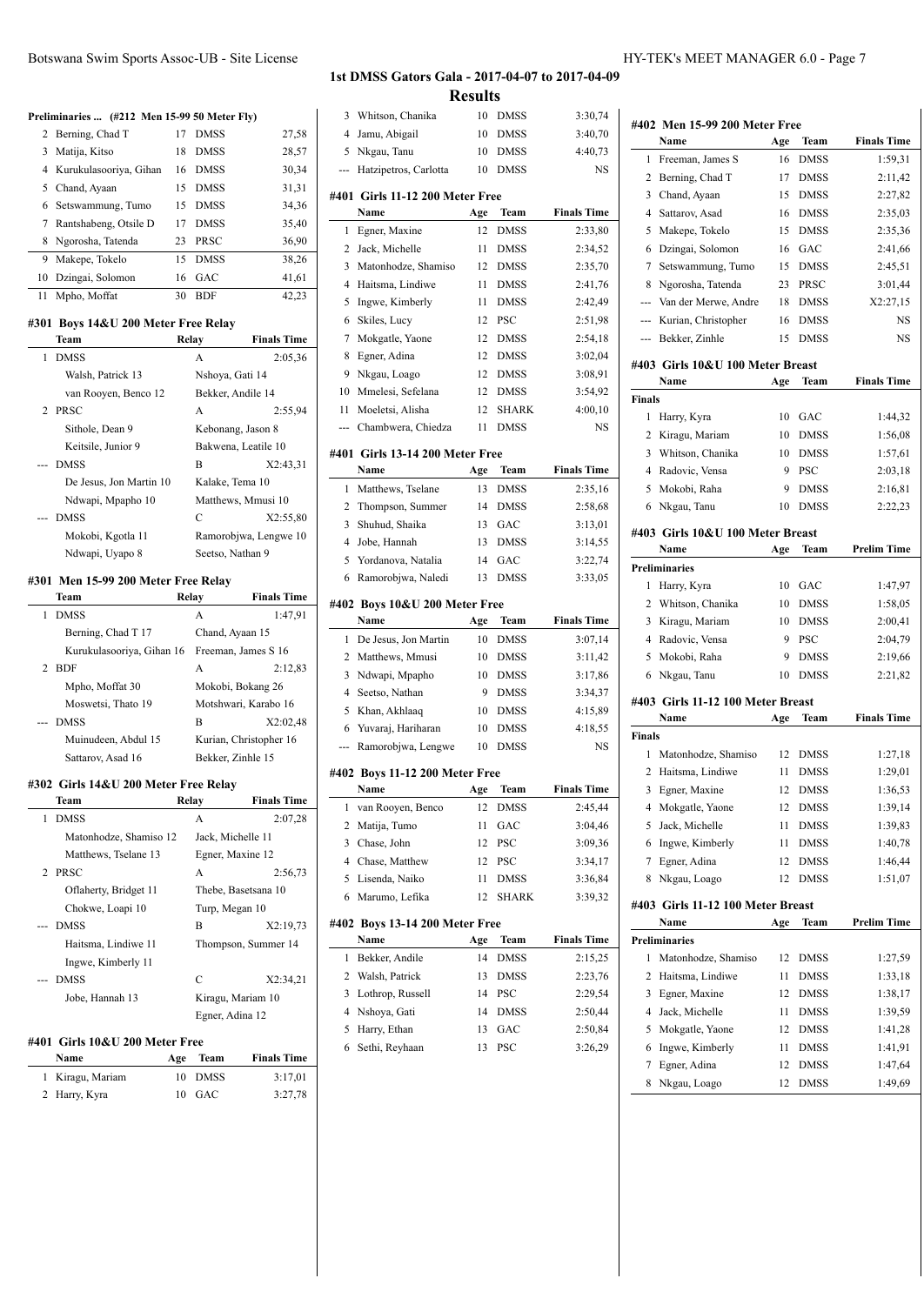# 1st DMSS Gators Gala - 2017-04-07 to 2017-04-09

## Results

### Preliminaries ... (#212 Men 15-99 50 Meter Fly)

| | Name | Age | Team | Time |
|---|---|---|---|---|
| 2 | Berning, Chad T | 17 | DMSS | 27,58 |
| 3 | Matija, Kitso | 18 | DMSS | 28,57 |
| 4 | Kurukulasooriya, Gihan | 16 | DMSS | 30,34 |
| 5 | Chand, Ayaan | 15 | DMSS | 31,31 |
| 6 | Setswammung, Tumo | 15 | DMSS | 34,36 |
| 7 | Rantshabeng, Otsile D | 17 | DMSS | 35,40 |
| 8 | Ngorosha, Tatenda | 23 | PRSC | 36,90 |
| 9 | Makepe, Tokelo | 15 | DMSS | 38,26 |
| 10 | Dzingai, Solomon | 16 | GAC | 41,61 |
| 11 | Mpho, Moffat | 30 | BDF | 42,23 |

### #301 Boys 14&U 200 Meter Free Relay

| | Team | Relay | Finals Time |
|---|---|---|---|
| 1 | DMSS | A | 2:05,36 |
| | Walsh, Patrick 13 | Nshoya, Gati 14 | |
| | van Rooyen, Benco 12 | Bekker, Andile 14 | |
| 2 | PRSC | A | 2:55,94 |
| | Sithole, Dean 9 | Kebonang, Jason 8 | |
| | Keitsile, Junior 9 | Bakwena, Leatile 10 | |
| --- | DMSS | B | X2:43,31 |
| | De Jesus, Jon Martin 10 | Kalake, Tema 10 | |
| | Ndwapi, Mpapho 10 | Matthews, Mmusi 10 | |
| --- | DMSS | C | X2:55,80 |
| | Mokobi, Kgotla 11 | Ramorobjwa, Lengwe 10 | |
| | Ndwapi, Uyapo 8 | Seetso, Nathan 9 | |

### #301 Men 15-99 200 Meter Free Relay

| | Team | Relay | Finals Time |
|---|---|---|---|
| 1 | DMSS | A | 1:47,91 |
| | Berning, Chad T 17 | Chand, Ayaan 15 | |
| | Kurukulasooriya, Gihan 16 | Freeman, James S 16 | |
| 2 | BDF | A | 2:12,83 |
| | Mpho, Moffat 30 | Mokobi, Bokang 26 | |
| | Moswetsi, Thato 19 | Motshwari, Karabo 16 | |
| --- | DMSS | B | X2:02,48 |
| | Muinudeen, Abdul 15 | Kurian, Christopher 16 | |
| | Sattarov, Asad 16 | Bekker, Zinhle 15 | |

### #302 Girls 14&U 200 Meter Free Relay

| | Team | Relay | Finals Time |
|---|---|---|---|
| 1 | DMSS | A | 2:07,28 |
| | Matonhodze, Shamiso 12 | Jack, Michelle 11 | |
| | Matthews, Tselane 13 | Egner, Maxine 12 | |
| 2 | PRSC | A | 2:56,73 |
| | Oflaherty, Bridget 11 | Thebe, Basetsana 10 | |
| | Chokwe, Loapi 10 | Turp, Megan 10 | |
| --- | DMSS | B | X2:19,73 |
| | Haitsma, Lindiwe 11 | Thompson, Summer 14 | |
| | Ingwe, Kimberly 11 | | |
| --- | DMSS | C | X2:34,21 |
| | Jobe, Hannah 13 | Kiragu, Mariam 10 | |
| | | Egner, Adina 12 | |

### #401 Girls 10&U 200 Meter Free

| | Name | Age | Team | Finals Time |
|---|---|---|---|---|
| 1 | Kiragu, Mariam | 10 | DMSS | 3:17,01 |
| 2 | Harry, Kyra | 10 | GAC | 3:27,78 |
| 3 | Whitson, Chanika | 10 | DMSS | 3:30,74 |
| 4 | Jamu, Abigail | 10 | DMSS | 3:40,70 |
| 5 | Nkgau, Tanu | 10 | DMSS | 4:40,73 |
| --- | Hatzipetros, Carlotta | 10 | DMSS | NS |

### #401 Girls 11-12 200 Meter Free

| | Name | Age | Team | Finals Time |
|---|---|---|---|---|
| 1 | Egner, Maxine | 12 | DMSS | 2:33,80 |
| 2 | Jack, Michelle | 11 | DMSS | 2:34,52 |
| 3 | Matonhodze, Shamiso | 12 | DMSS | 2:35,70 |
| 4 | Haitsma, Lindiwe | 11 | DMSS | 2:41,76 |
| 5 | Ingwe, Kimberly | 11 | DMSS | 2:42,49 |
| 6 | Skiles, Lucy | 12 | PSC | 2:51,98 |
| 7 | Mokgatle, Yaone | 12 | DMSS | 2:54,18 |
| 8 | Egner, Adina | 12 | DMSS | 3:02,04 |
| 9 | Nkgau, Loago | 12 | DMSS | 3:08,91 |
| 10 | Mmelesi, Sefelana | 12 | DMSS | 3:54,92 |
| 11 | Moeletsi, Alisha | 12 | SHARK | 4:00,10 |
| --- | Chambwera, Chiedza | 11 | DMSS | NS |

### #401 Girls 13-14 200 Meter Free

| | Name | Age | Team | Finals Time |
|---|---|---|---|---|
| 1 | Matthews, Tselane | 13 | DMSS | 2:35,16 |
| 2 | Thompson, Summer | 14 | DMSS | 2:58,68 |
| 3 | Shuhud, Shaika | 13 | GAC | 3:13,01 |
| 4 | Jobe, Hannah | 13 | DMSS | 3:14,55 |
| 5 | Yordanova, Natalia | 14 | GAC | 3:22,74 |
| 6 | Ramorobjwa, Naledi | 13 | DMSS | 3:33,05 |

### #402 Boys 10&U 200 Meter Free

| | Name | Age | Team | Finals Time |
|---|---|---|---|---|
| 1 | De Jesus, Jon Martin | 10 | DMSS | 3:07,14 |
| 2 | Matthews, Mmusi | 10 | DMSS | 3:11,42 |
| 3 | Ndwapi, Mpapho | 10 | DMSS | 3:17,86 |
| 4 | Seetso, Nathan | 9 | DMSS | 3:34,37 |
| 5 | Khan, Akhlaaq | 10 | DMSS | 4:15,89 |
| 6 | Yuvaraj, Hariharan | 10 | DMSS | 4:18,55 |
| --- | Ramorobjwa, Lengwe | 10 | DMSS | NS |

### #402 Boys 11-12 200 Meter Free

| | Name | Age | Team | Finals Time |
|---|---|---|---|---|
| 1 | van Rooyen, Benco | 12 | DMSS | 2:45,44 |
| 2 | Matija, Tumo | 11 | GAC | 3:04,46 |
| 3 | Chase, John | 12 | PSC | 3:09,36 |
| 4 | Chase, Matthew | 12 | PSC | 3:34,17 |
| 5 | Lisenda, Naiko | 11 | DMSS | 3:36,84 |
| 6 | Marumo, Lefika | 12 | SHARK | 3:39,32 |

### #402 Boys 13-14 200 Meter Free

| | Name | Age | Team | Finals Time |
|---|---|---|---|---|
| 1 | Bekker, Andile | 14 | DMSS | 2:15,25 |
| 2 | Walsh, Patrick | 13 | DMSS | 2:23,76 |
| 3 | Lothrop, Russell | 14 | PSC | 2:29,54 |
| 4 | Nshoya, Gati | 14 | DMSS | 2:50,44 |
| 5 | Harry, Ethan | 13 | GAC | 2:50,84 |
| 6 | Sethi, Reyhaan | 13 | PSC | 3:26,29 |

### #402 Men 15-99 200 Meter Free

| | Name | Age | Team | Finals Time |
|---|---|---|---|---|
| 1 | Freeman, James S | 16 | DMSS | 1:59,31 |
| 2 | Berning, Chad T | 17 | DMSS | 2:11,42 |
| 3 | Chand, Ayaan | 15 | DMSS | 2:27,82 |
| 4 | Sattarov, Asad | 16 | DMSS | 2:35,03 |
| 5 | Makepe, Tokelo | 15 | DMSS | 2:35,36 |
| 6 | Dzingai, Solomon | 16 | GAC | 2:41,66 |
| 7 | Setswammung, Tumo | 15 | DMSS | 2:45,51 |
| 8 | Ngorosha, Tatenda | 23 | PRSC | 3:01,44 |
| --- | Van der Merwe, Andre | 18 | DMSS | X2:27,15 |
| --- | Kurian, Christopher | 16 | DMSS | NS |
| --- | Bekker, Zinhle | 15 | DMSS | NS |

### #403 Girls 10&U 100 Meter Breast

| | Name | Age | Team | Finals Time |
|---|---|---|---|---|
| **Finals** | | | | |
| 1 | Harry, Kyra | 10 | GAC | 1:44,32 |
| 2 | Kiragu, Mariam | 10 | DMSS | 1:56,08 |
| 3 | Whitson, Chanika | 10 | DMSS | 1:57,61 |
| 4 | Radovic, Vensa | 9 | PSC | 2:03,18 |
| 5 | Mokobi, Raha | 9 | DMSS | 2:16,81 |
| 6 | Nkgau, Tanu | 10 | DMSS | 2:22,23 |

### #403 Girls 10&U 100 Meter Breast

| | Name | Age | Team | Prelim Time |
|---|---|---|---|---|
| **Preliminaries** | | | | |
| 1 | Harry, Kyra | 10 | GAC | 1:47,97 |
| 2 | Whitson, Chanika | 10 | DMSS | 1:58,05 |
| 3 | Kiragu, Mariam | 10 | DMSS | 2:00,41 |
| 4 | Radovic, Vensa | 9 | PSC | 2:04,79 |
| 5 | Mokobi, Raha | 9 | DMSS | 2:19,66 |
| 6 | Nkgau, Tanu | 10 | DMSS | 2:21,82 |

### #403 Girls 11-12 100 Meter Breast

| | Name | Age | Team | Finals Time |
|---|---|---|---|---|
| **Finals** | | | | |
| 1 | Matonhodze, Shamiso | 12 | DMSS | 1:27,18 |
| 2 | Haitsma, Lindiwe | 11 | DMSS | 1:29,01 |
| 3 | Egner, Maxine | 12 | DMSS | 1:36,53 |
| 4 | Mokgatle, Yaone | 12 | DMSS | 1:39,14 |
| 5 | Jack, Michelle | 11 | DMSS | 1:39,83 |
| 6 | Ingwe, Kimberly | 11 | DMSS | 1:40,78 |
| 7 | Egner, Adina | 12 | DMSS | 1:46,44 |
| 8 | Nkgau, Loago | 12 | DMSS | 1:51,07 |

### #403 Girls 11-12 100 Meter Breast

| | Name | Age | Team | Prelim Time |
|---|---|---|---|---|
| **Preliminaries** | | | | |
| 1 | Matonhodze, Shamiso | 12 | DMSS | 1:27,59 |
| 2 | Haitsma, Lindiwe | 11 | DMSS | 1:33,18 |
| 3 | Egner, Maxine | 12 | DMSS | 1:38,17 |
| 4 | Jack, Michelle | 11 | DMSS | 1:39,59 |
| 5 | Mokgatle, Yaone | 12 | DMSS | 1:41,28 |
| 6 | Ingwe, Kimberly | 11 | DMSS | 1:41,91 |
| 7 | Egner, Adina | 12 | DMSS | 1:47,64 |
| 8 | Nkgau, Loago | 12 | DMSS | 1:49,69 |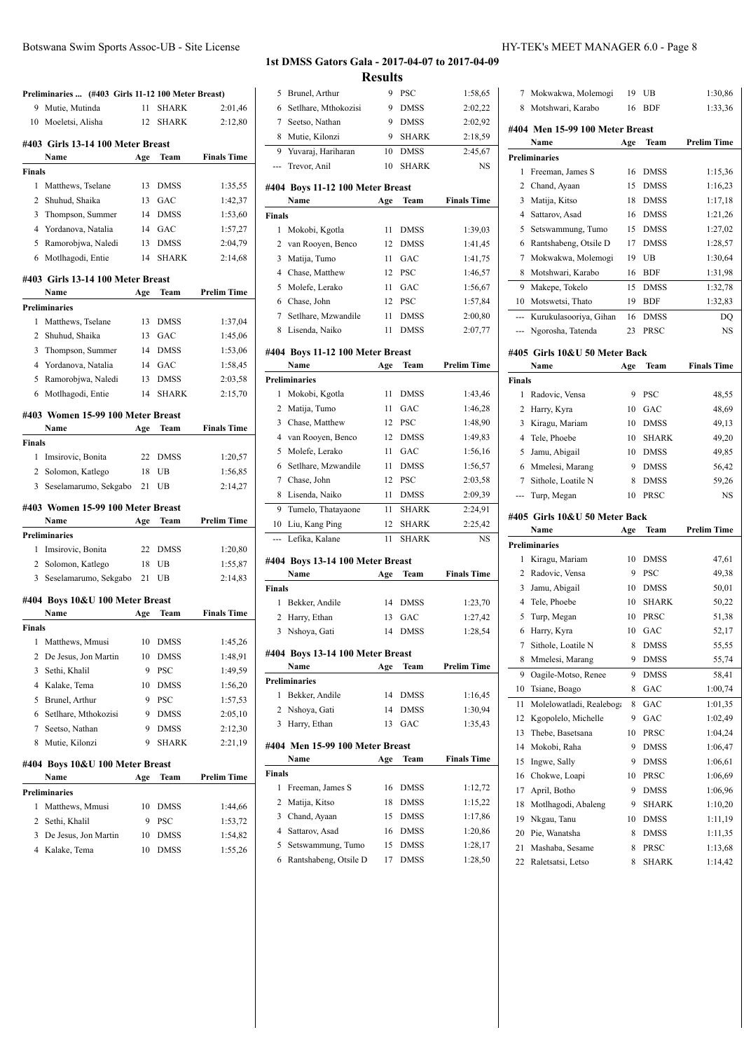## 1st DMSS Gators Gala - 2017-04-07 to 2017-04-09

### Results

**Preliminaries ... (#403 Girls 11-12 100 Meter Breast)**

| | Name | Age | Team | Prelim Time |
|---|---|---|---|---|
| 9 | Mutie, Mutinda | 11 | SHARK | 2:01,46 |
| 10 | Moeletsi, Alisha | 12 | SHARK | 2:12,80 |

### #403 Girls 13-14 100 Meter Breast

| | Name | Age | Team | Finals Time |
|---|---|---|---|---|
| **Finals** | | | | |
| 1 | Matthews, Tselane | 13 | DMSS | 1:35,55 |
| 2 | Shuhud, Shaika | 13 | GAC | 1:42,37 |
| 3 | Thompson, Summer | 14 | DMSS | 1:53,60 |
| 4 | Yordanova, Natalia | 14 | GAC | 1:57,27 |
| 5 | Ramorobjwa, Naledi | 13 | DMSS | 2:04,79 |
| 6 | Motlhagodi, Entie | 14 | SHARK | 2:14,68 |

### #403 Girls 13-14 100 Meter Breast

| | Name | Age | Team | Prelim Time |
|---|---|---|---|---|
| **Preliminaries** | | | | |
| 1 | Matthews, Tselane | 13 | DMSS | 1:37,04 |
| 2 | Shuhud, Shaika | 13 | GAC | 1:45,06 |
| 3 | Thompson, Summer | 14 | DMSS | 1:53,06 |
| 4 | Yordanova, Natalia | 14 | GAC | 1:58,45 |
| 5 | Ramorobjwa, Naledi | 13 | DMSS | 2:03,58 |
| 6 | Motlhagodi, Entie | 14 | SHARK | 2:15,70 |

### #403 Women 15-99 100 Meter Breast

| | Name | Age | Team | Finals Time |
|---|---|---|---|---|
| **Finals** | | | | |
| 1 | Imsirovic, Bonita | 22 | DMSS | 1:20,57 |
| 2 | Solomon, Katlego | 18 | UB | 1:56,85 |
| 3 | Seselamarumo, Sekgabo | 21 | UB | 2:14,27 |

### #403 Women 15-99 100 Meter Breast

| | Name | Age | Team | Prelim Time |
|---|---|---|---|---|
| **Preliminaries** | | | | |
| 1 | Imsirovic, Bonita | 22 | DMSS | 1:20,80 |
| 2 | Solomon, Katlego | 18 | UB | 1:55,87 |
| 3 | Seselamarumo, Sekgabo | 21 | UB | 2:14,83 |

### #404 Boys 10&U 100 Meter Breast

| | Name | Age | Team | Finals Time |
|---|---|---|---|---|
| **Finals** | | | | |
| 1 | Matthews, Mmusi | 10 | DMSS | 1:45,26 |
| 2 | De Jesus, Jon Martin | 10 | DMSS | 1:48,91 |
| 3 | Sethi, Khalil | 9 | PSC | 1:49,59 |
| 4 | Kalake, Tema | 10 | DMSS | 1:56,20 |
| 5 | Brunel, Arthur | 9 | PSC | 1:57,53 |
| 6 | Setlhare, Mthokozisi | 9 | DMSS | 2:05,10 |
| 7 | Seetso, Nathan | 9 | DMSS | 2:12,30 |
| 8 | Mutie, Kilonzi | 9 | SHARK | 2:21,19 |

### #404 Boys 10&U 100 Meter Breast

| | Name | Age | Team | Prelim Time |
|---|---|---|---|---|
| **Preliminaries** | | | | |
| 1 | Matthews, Mmusi | 10 | DMSS | 1:44,66 |
| 2 | Sethi, Khalil | 9 | PSC | 1:53,72 |
| 3 | De Jesus, Jon Martin | 10 | DMSS | 1:54,82 |
| 4 | Kalake, Tema | 10 | DMSS | 1:55,26 |
| 5 | Brunel, Arthur | 9 | PSC | 1:58,65 |
| 6 | Setlhare, Mthokozisi | 9 | DMSS | 2:02,22 |
| 7 | Seetso, Nathan | 9 | DMSS | 2:02,92 |
| 8 | Mutie, Kilonzi | 9 | SHARK | 2:18,59 |
| 9 | Yuvaraj, Hariharan | 10 | DMSS | 2:45,67 |
| --- | Trevor, Anil | 10 | SHARK | NS |

### #404 Boys 11-12 100 Meter Breast

| | Name | Age | Team | Finals Time |
|---|---|---|---|---|
| **Finals** | | | | |
| 1 | Mokobi, Kgotla | 11 | DMSS | 1:39,03 |
| 2 | van Rooyen, Benco | 12 | DMSS | 1:41,45 |
| 3 | Matija, Tumo | 11 | GAC | 1:41,75 |
| 4 | Chase, Matthew | 12 | PSC | 1:46,57 |
| 5 | Molefe, Lerako | 11 | GAC | 1:56,67 |
| 6 | Chase, John | 12 | PSC | 1:57,84 |
| 7 | Setlhare, Mzwandile | 11 | DMSS | 2:00,80 |
| 8 | Lisenda, Naiko | 11 | DMSS | 2:07,77 |

### #404 Boys 11-12 100 Meter Breast

| | Name | Age | Team | Prelim Time |
|---|---|---|---|---|
| **Preliminaries** | | | | |
| 1 | Mokobi, Kgotla | 11 | DMSS | 1:43,46 |
| 2 | Matija, Tumo | 11 | GAC | 1:46,28 |
| 3 | Chase, Matthew | 12 | PSC | 1:48,90 |
| 4 | van Rooyen, Benco | 12 | DMSS | 1:49,83 |
| 5 | Molefe, Lerako | 11 | GAC | 1:56,16 |
| 6 | Setlhare, Mzwandile | 11 | DMSS | 1:56,57 |
| 7 | Chase, John | 12 | PSC | 2:03,58 |
| 8 | Lisenda, Naiko | 11 | DMSS | 2:09,39 |
| 9 | Tumelo, Thatayaone | 11 | SHARK | 2:24,91 |
| 10 | Liu, Kang Ping | 12 | SHARK | 2:25,42 |
| --- | Lefika, Kalane | 11 | SHARK | NS |

### #404 Boys 13-14 100 Meter Breast

| | Name | Age | Team | Finals Time |
|---|---|---|---|---|
| **Finals** | | | | |
| 1 | Bekker, Andile | 14 | DMSS | 1:23,70 |
| 2 | Harry, Ethan | 13 | GAC | 1:27,42 |
| 3 | Nshoya, Gati | 14 | DMSS | 1:28,54 |

### #404 Boys 13-14 100 Meter Breast

| | Name | Age | Team | Prelim Time |
|---|---|---|---|---|
| **Preliminaries** | | | | |
| 1 | Bekker, Andile | 14 | DMSS | 1:16,45 |
| 2 | Nshoya, Gati | 14 | DMSS | 1:30,94 |
| 3 | Harry, Ethan | 13 | GAC | 1:35,43 |

### #404 Men 15-99 100 Meter Breast

| | Name | Age | Team | Finals Time |
|---|---|---|---|---|
| **Finals** | | | | |
| 1 | Freeman, James S | 16 | DMSS | 1:12,72 |
| 2 | Matija, Kitso | 18 | DMSS | 1:15,22 |
| 3 | Chand, Ayaan | 15 | DMSS | 1:17,86 |
| 4 | Sattarov, Asad | 16 | DMSS | 1:20,86 |
| 5 | Setswammung, Tumo | 15 | DMSS | 1:28,17 |
| 6 | Rantshabeng, Otsile D | 17 | DMSS | 1:28,50 |
| 7 | Mokwakwa, Molemogi | 19 | UB | 1:30,86 |
| 8 | Motshwari, Karabo | 16 | BDF | 1:33,36 |

### #404 Men 15-99 100 Meter Breast

| | Name | Age | Team | Prelim Time |
|---|---|---|---|---|
| **Preliminaries** | | | | |
| 1 | Freeman, James S | 16 | DMSS | 1:15,36 |
| 2 | Chand, Ayaan | 15 | DMSS | 1:16,23 |
| 3 | Matija, Kitso | 18 | DMSS | 1:17,18 |
| 4 | Sattarov, Asad | 16 | DMSS | 1:21,26 |
| 5 | Setswammung, Tumo | 15 | DMSS | 1:27,02 |
| 6 | Rantshabeng, Otsile D | 17 | DMSS | 1:28,57 |
| 7 | Mokwakwa, Molemogi | 19 | UB | 1:30,64 |
| 8 | Motshwari, Karabo | 16 | BDF | 1:31,98 |
| 9 | Makepe, Tokelo | 15 | DMSS | 1:32,78 |
| 10 | Motswetsi, Thato | 19 | BDF | 1:32,83 |
| --- | Kurukulasooriya, Gihan | 16 | DMSS | DQ |
| --- | Ngorosha, Tatenda | 23 | PRSC | NS |

### #405 Girls 10&U 50 Meter Back

| | Name | Age | Team | Finals Time |
|---|---|---|---|---|
| **Finals** | | | | |
| 1 | Radovic, Vensa | 9 | PSC | 48,55 |
| 2 | Harry, Kyra | 10 | GAC | 48,69 |
| 3 | Kiragu, Mariam | 10 | DMSS | 49,13 |
| 4 | Tele, Phoebe | 10 | SHARK | 49,20 |
| 5 | Jamu, Abigail | 10 | DMSS | 49,85 |
| 6 | Mmelesi, Marang | 9 | DMSS | 56,42 |
| 7 | Sithole, Loatile N | 8 | DMSS | 59,26 |
| --- | Turp, Megan | 10 | PRSC | NS |

### #405 Girls 10&U 50 Meter Back

| | Name | Age | Team | Prelim Time |
|---|---|---|---|---|
| **Preliminaries** | | | | |
| 1 | Kiragu, Mariam | 10 | DMSS | 47,61 |
| 2 | Radovic, Vensa | 9 | PSC | 49,38 |
| 3 | Jamu, Abigail | 10 | DMSS | 50,01 |
| 4 | Tele, Phoebe | 10 | SHARK | 50,22 |
| 5 | Turp, Megan | 10 | PRSC | 51,38 |
| 6 | Harry, Kyra | 10 | GAC | 52,17 |
| 7 | Sithole, Loatile N | 8 | DMSS | 55,55 |
| 8 | Mmelesi, Marang | 9 | DMSS | 55,74 |
| 9 | Oagile-Motso, Renee | 9 | DMSS | 58,41 |
| 10 | Tsiane, Boago | 8 | GAC | 1:00,74 |
| 11 | Molelowatladi, Realeboga | 8 | GAC | 1:01,35 |
| 12 | Kgopolelo, Michelle | 9 | GAC | 1:02,49 |
| 13 | Thebe, Basetsana | 10 | PRSC | 1:04,24 |
| 14 | Mokobi, Raha | 9 | DMSS | 1:06,47 |
| 15 | Ingwe, Sally | 9 | DMSS | 1:06,61 |
| 16 | Chokwe, Loapi | 10 | PRSC | 1:06,69 |
| 17 | April, Botho | 9 | DMSS | 1:06,96 |
| 18 | Motlhagodi, Abaleng | 9 | SHARK | 1:10,20 |
| 19 | Nkgau, Tanu | 10 | DMSS | 1:11,19 |
| 20 | Pie, Wanatsha | 8 | DMSS | 1:11,35 |
| 21 | Mashaba, Sesame | 8 | PRSC | 1:13,68 |
| 22 | Raletsatsi, Letso | 8 | SHARK | 1:14,42 |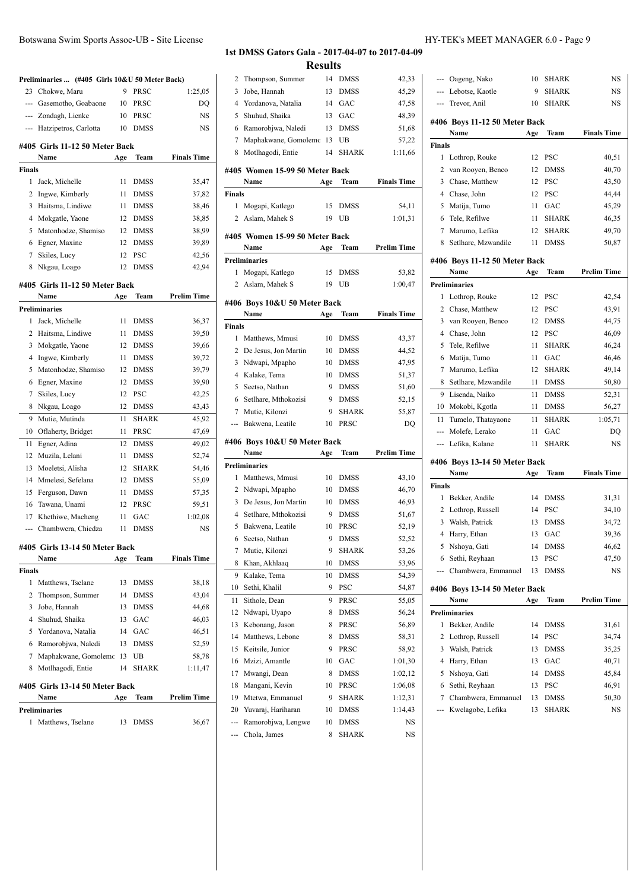# 1st DMSS Gators Gala - 2017-04-07 to 2017-04-09

## Results

### Preliminaries ... (#405 Girls 10&U 50 Meter Back)

| | Name | Age | Team | Prelim Time |
|---|---|---|---|---|
| 23 | Chokwe, Maru | 9 | PRSC | 1:25,05 |
| --- | Gasemotho, Goabaone | 10 | PRSC | DQ |
| --- | Zondagh, Lienke | 10 | PRSC | NS |
| --- | Hatzipetros, Carlotta | 10 | DMSS | NS |

### #405 Girls 11-12 50 Meter Back

| | Name | Age | Team | Finals Time |
|---|---|---|---|---|
| **Finals** | | | | |
| 1 | Jack, Michelle | 11 | DMSS | 35,47 |
| 2 | Ingwe, Kimberly | 11 | DMSS | 37,82 |
| 3 | Haitsma, Lindiwe | 11 | DMSS | 38,46 |
| 4 | Mokgatle, Yaone | 12 | DMSS | 38,85 |
| 5 | Matonhodze, Shamiso | 12 | DMSS | 38,99 |
| 6 | Egner, Maxine | 12 | DMSS | 39,89 |
| 7 | Skiles, Lucy | 12 | PSC | 42,56 |
| 8 | Nkgau, Loago | 12 | DMSS | 42,94 |

### #405 Girls 11-12 50 Meter Back

| | Name | Age | Team | Prelim Time |
|---|---|---|---|---|
| **Preliminaries** | | | | |
| 1 | Jack, Michelle | 11 | DMSS | 36,37 |
| 2 | Haitsma, Lindiwe | 11 | DMSS | 39,50 |
| 3 | Mokgatle, Yaone | 12 | DMSS | 39,66 |
| 4 | Ingwe, Kimberly | 11 | DMSS | 39,72 |
| 5 | Matonhodze, Shamiso | 12 | DMSS | 39,79 |
| 6 | Egner, Maxine | 12 | DMSS | 39,90 |
| 7 | Skiles, Lucy | 12 | PSC | 42,25 |
| 8 | Nkgau, Loago | 12 | DMSS | 43,43 |
| 9 | Mutie, Mutinda | 11 | SHARK | 45,92 |
| 10 | Oflaherty, Bridget | 11 | PRSC | 47,69 |
| 11 | Egner, Adina | 12 | DMSS | 49,02 |
| 12 | Muzila, Lelani | 11 | DMSS | 52,74 |
| 13 | Moeletsi, Alisha | 12 | SHARK | 54,46 |
| 14 | Mmelesi, Sefelana | 12 | DMSS | 55,09 |
| 15 | Ferguson, Dawn | 11 | DMSS | 57,35 |
| 16 | Tawana, Unami | 12 | PRSC | 59,51 |
| 17 | Khethiwe, Macheng | 11 | GAC | 1:02,08 |
| --- | Chambwera, Chiedza | 11 | DMSS | NS |

### #405 Girls 13-14 50 Meter Back

| | Name | Age | Team | Finals Time |
|---|---|---|---|---|
| **Finals** | | | | |
| 1 | Matthews, Tselane | 13 | DMSS | 38,18 |
| 2 | Thompson, Summer | 14 | DMSS | 43,04 |
| 3 | Jobe, Hannah | 13 | DMSS | 44,68 |
| 4 | Shuhud, Shaika | 13 | GAC | 46,03 |
| 5 | Yordanova, Natalia | 14 | GAC | 46,51 |
| 6 | Ramorobjwa, Naledi | 13 | DMSS | 52,59 |
| 7 | Maphakwane, Gomolemo | 13 | UB | 58,78 |
| 8 | Motlhagodi, Entie | 14 | SHARK | 1:11,47 |

### #405 Girls 13-14 50 Meter Back

| | Name | Age | Team | Prelim Time |
|---|---|---|---|---|
| **Preliminaries** | | | | |
| 1 | Matthews, Tselane | 13 | DMSS | 36,67 |
| 2 | Thompson, Summer | 14 | DMSS | 42,33 |
| 3 | Jobe, Hannah | 13 | DMSS | 45,29 |
| 4 | Yordanova, Natalia | 14 | GAC | 47,58 |
| 5 | Shuhud, Shaika | 13 | GAC | 48,39 |
| 6 | Ramorobjwa, Naledi | 13 | DMSS | 51,68 |
| 7 | Maphakwane, Gomolemo | 13 | UB | 57,22 |
| 8 | Motlhagodi, Entie | 14 | SHARK | 1:11,66 |

### #405 Women 15-99 50 Meter Back

| | Name | Age | Team | Finals Time |
|---|---|---|---|---|
| **Finals** | | | | |
| 1 | Mogapi, Katlego | 15 | DMSS | 54,11 |
| 2 | Aslam, Mahek S | 19 | UB | 1:01,31 |

### #405 Women 15-99 50 Meter Back

| | Name | Age | Team | Prelim Time |
|---|---|---|---|---|
| **Preliminaries** | | | | |
| 1 | Mogapi, Katlego | 15 | DMSS | 53,82 |
| 2 | Aslam, Mahek S | 19 | UB | 1:00,47 |

### #406 Boys 10&U 50 Meter Back

| | Name | Age | Team | Finals Time |
|---|---|---|---|---|
| **Finals** | | | | |
| 1 | Matthews, Mmusi | 10 | DMSS | 43,37 |
| 2 | De Jesus, Jon Martin | 10 | DMSS | 44,52 |
| 3 | Ndwapi, Mpapho | 10 | DMSS | 47,95 |
| 4 | Kalake, Tema | 10 | DMSS | 51,37 |
| 5 | Seetso, Nathan | 9 | DMSS | 51,60 |
| 6 | Setlhare, Mthokozisi | 9 | DMSS | 52,15 |
| 7 | Mutie, Kilonzi | 9 | SHARK | 55,87 |
| --- | Bakwena, Leatile | 10 | PRSC | DQ |

### #406 Boys 10&U 50 Meter Back

| | Name | Age | Team | Prelim Time |
|---|---|---|---|---|
| **Preliminaries** | | | | |
| 1 | Matthews, Mmusi | 10 | DMSS | 43,10 |
| 2 | Ndwapi, Mpapho | 10 | DMSS | 46,70 |
| 3 | De Jesus, Jon Martin | 10 | DMSS | 46,93 |
| 4 | Setlhare, Mthokozisi | 9 | DMSS | 51,67 |
| 5 | Bakwena, Leatile | 10 | PRSC | 52,19 |
| 6 | Seetso, Nathan | 9 | DMSS | 52,52 |
| 7 | Mutie, Kilonzi | 9 | SHARK | 53,26 |
| 8 | Khan, Akhlaaq | 10 | DMSS | 53,96 |
| 9 | Kalake, Tema | 10 | DMSS | 54,39 |
| 10 | Sethi, Khalil | 9 | PSC | 54,87 |
| 11 | Sithole, Dean | 9 | PRSC | 55,05 |
| 12 | Ndwapi, Uyapo | 8 | DMSS | 56,24 |
| 13 | Kebonang, Jason | 8 | PRSC | 56,89 |
| 14 | Matthews, Lebone | 8 | DMSS | 58,31 |
| 15 | Keitsile, Junior | 9 | PRSC | 58,92 |
| 16 | Mzizi, Amantle | 10 | GAC | 1:01,30 |
| 17 | Mwangi, Dean | 8 | DMSS | 1:02,12 |
| 18 | Mangani, Kevin | 10 | PRSC | 1:06,08 |
| 19 | Mtetwa, Emmanuel | 9 | SHARK | 1:12,31 |
| 20 | Yuvaraj, Hariharan | 10 | DMSS | 1:14,43 |
| --- | Ramorobjwa, Lengwe | 10 | DMSS | NS |
| --- | Chola, James | 8 | SHARK | NS |
| --- | Oageng, Nako | 10 | SHARK | NS |
| --- | Lebotse, Kaotle | 9 | SHARK | NS |
| --- | Trevor, Anil | 10 | SHARK | NS |

### #406 Boys 11-12 50 Meter Back

| | Name | Age | Team | Finals Time |
|---|---|---|---|---|
| **Finals** | | | | |
| 1 | Lothrop, Rouke | 12 | PSC | 40,51 |
| 2 | van Rooyen, Benco | 12 | DMSS | 40,70 |
| 3 | Chase, Matthew | 12 | PSC | 43,50 |
| 4 | Chase, John | 12 | PSC | 44,44 |
| 5 | Matija, Tumo | 11 | GAC | 45,29 |
| 6 | Tele, Refilwe | 11 | SHARK | 46,35 |
| 7 | Marumo, Lefika | 12 | SHARK | 49,70 |
| 8 | Setlhare, Mzwandile | 11 | DMSS | 50,87 |

### #406 Boys 11-12 50 Meter Back

| | Name | Age | Team | Prelim Time |
|---|---|---|---|---|
| **Preliminaries** | | | | |
| 1 | Lothrop, Rouke | 12 | PSC | 42,54 |
| 2 | Chase, Matthew | 12 | PSC | 43,91 |
| 3 | van Rooyen, Benco | 12 | DMSS | 44,75 |
| 4 | Chase, John | 12 | PSC | 46,09 |
| 5 | Tele, Refilwe | 11 | SHARK | 46,24 |
| 6 | Matija, Tumo | 11 | GAC | 46,46 |
| 7 | Marumo, Lefika | 12 | SHARK | 49,14 |
| 8 | Setlhare, Mzwandile | 11 | DMSS | 50,80 |
| 9 | Lisenda, Naiko | 11 | DMSS | 52,31 |
| 10 | Mokobi, Kgotla | 11 | DMSS | 56,27 |
| 11 | Tumelo, Thatayaone | 11 | SHARK | 1:05,71 |
| --- | Molefe, Lerako | 11 | GAC | DQ |
| --- | Lefika, Kalane | 11 | SHARK | NS |

### #406 Boys 13-14 50 Meter Back

| | Name | Age | Team | Finals Time |
|---|---|---|---|---|
| **Finals** | | | | |
| 1 | Bekker, Andile | 14 | DMSS | 31,31 |
| 2 | Lothrop, Russell | 14 | PSC | 34,10 |
| 3 | Walsh, Patrick | 13 | DMSS | 34,72 |
| 4 | Harry, Ethan | 13 | GAC | 39,36 |
| 5 | Nshoya, Gati | 14 | DMSS | 46,62 |
| 6 | Sethi, Reyhaan | 13 | PSC | 47,50 |
| --- | Chambwera, Emmanuel | 13 | DMSS | NS |

### #406 Boys 13-14 50 Meter Back

| | Name | Age | Team | Prelim Time |
|---|---|---|---|---|
| **Preliminaries** | | | | |
| 1 | Bekker, Andile | 14 | DMSS | 31,61 |
| 2 | Lothrop, Russell | 14 | PSC | 34,74 |
| 3 | Walsh, Patrick | 13 | DMSS | 35,25 |
| 4 | Harry, Ethan | 13 | GAC | 40,71 |
| 5 | Nshoya, Gati | 14 | DMSS | 45,84 |
| 6 | Sethi, Reyhaan | 13 | PSC | 46,91 |
| 7 | Chambwera, Emmanuel | 13 | DMSS | 50,30 |
| --- | Kwelagobe, Lefika | 13 | SHARK | NS |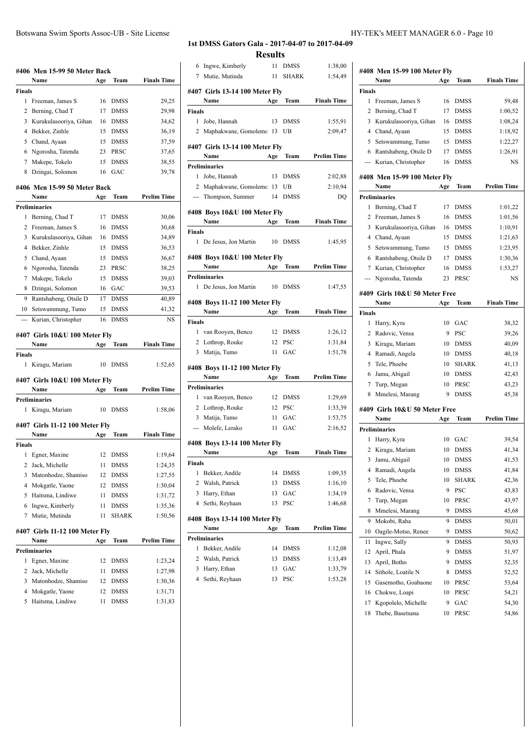# 1st DMSS Gators Gala - 2017-04-07 to 2017-04-09

## Results

### #406 Men 15-99 50 Meter Back

| | Name | Age | Team | Finals Time |
|---|---|---|---|---|
| **Finals** | | | | |
| 1 | Freeman, James S | 16 | DMSS | 29,25 |
| 2 | Berning, Chad T | 17 | DMSS | 29,98 |
| 3 | Kurukulasooriya, Gihan | 16 | DMSS | 34,62 |
| 4 | Bekker, Zinhle | 15 | DMSS | 36,19 |
| 5 | Chand, Ayaan | 15 | DMSS | 37,59 |
| 6 | Ngorosha, Tatenda | 23 | PRSC | 37,65 |
| 7 | Makepe, Tokelo | 15 | DMSS | 38,55 |
| 8 | Dzingai, Solomon | 16 | GAC | 39,78 |

### #406 Men 15-99 50 Meter Back

| | Name | Age | Team | Prelim Time |
|---|---|---|---|---|
| **Preliminaries** | | | | |
| 1 | Berning, Chad T | 17 | DMSS | 30,06 |
| 2 | Freeman, James S | 16 | DMSS | 30,68 |
| 3 | Kurukulasooriya, Gihan | 16 | DMSS | 34,89 |
| 4 | Bekker, Zinhle | 15 | DMSS | 36,53 |
| 5 | Chand, Ayaan | 15 | DMSS | 36,67 |
| 6 | Ngorosha, Tatenda | 23 | PRSC | 38,25 |
| 7 | Makepe, Tokelo | 15 | DMSS | 39,03 |
| 8 | Dzingai, Solomon | 16 | GAC | 39,53 |
| 9 | Rantshabeng, Otsile D | 17 | DMSS | 40,89 |
| 10 | Setswammung, Tumo | 15 | DMSS | 41,32 |
| --- | Kurian, Christopher | 16 | DMSS | NS |

### #407 Girls 10&U 100 Meter Fly

| | Name | Age | Team | Finals Time |
|---|---|---|---|---|
| **Finals** | | | | |
| 1 | Kiragu, Mariam | 10 | DMSS | 1:52,65 |

### #407 Girls 10&U 100 Meter Fly

| | Name | Age | Team | Prelim Time |
|---|---|---|---|---|
| **Preliminaries** | | | | |
| 1 | Kiragu, Mariam | 10 | DMSS | 1:58,06 |

### #407 Girls 11-12 100 Meter Fly

| | Name | Age | Team | Finals Time |
|---|---|---|---|---|
| **Finals** | | | | |
| 1 | Egner, Maxine | 12 | DMSS | 1:19,64 |
| 2 | Jack, Michelle | 11 | DMSS | 1:24,35 |
| 3 | Matonhodze, Shamiso | 12 | DMSS | 1:27,55 |
| 4 | Mokgatle, Yaone | 12 | DMSS | 1:30,04 |
| 5 | Haitsma, Lindiwe | 11 | DMSS | 1:31,72 |
| 6 | Ingwe, Kimberly | 11 | DMSS | 1:35,36 |
| 7 | Mutie, Mutinda | 11 | SHARK | 1:50,56 |

### #407 Girls 11-12 100 Meter Fly

| | Name | Age | Team | Prelim Time |
|---|---|---|---|---|
| **Preliminaries** | | | | |
| 1 | Egner, Maxine | 12 | DMSS | 1:23,24 |
| 2 | Jack, Michelle | 11 | DMSS | 1:27,98 |
| 3 | Matonhodze, Shamiso | 12 | DMSS | 1:30,36 |
| 4 | Mokgatle, Yaone | 12 | DMSS | 1:31,71 |
| 5 | Haitsma, Lindiwe | 11 | DMSS | 1:31,83 |
| 6 | Ingwe, Kimberly | 11 | DMSS | 1:38,00 |
| 7 | Mutie, Mutinda | 11 | SHARK | 1:54,49 |

### #407 Girls 13-14 100 Meter Fly

| | Name | Age | Team | Finals Time |
|---|---|---|---|---|
| **Finals** | | | | |
| 1 | Jobe, Hannah | 13 | DMSS | 1:55,91 |
| 2 | Maphakwane, Gomolemc | 13 | UB | 2:09,47 |

### #407 Girls 13-14 100 Meter Fly

| | Name | Age | Team | Prelim Time |
|---|---|---|---|---|
| **Preliminaries** | | | | |
| 1 | Jobe, Hannah | 13 | DMSS | 2:02,88 |
| 2 | Maphakwane, Gomolemc | 13 | UB | 2:10,94 |
| --- | Thompson, Summer | 14 | DMSS | DQ |

### #408 Boys 10&U 100 Meter Fly

| | Name | Age | Team | Finals Time |
|---|---|---|---|---|
| **Finals** | | | | |
| 1 | De Jesus, Jon Martin | 10 | DMSS | 1:45,95 |

### #408 Boys 10&U 100 Meter Fly

| | Name | Age | Team | Prelim Time |
|---|---|---|---|---|
| **Preliminaries** | | | | |
| 1 | De Jesus, Jon Martin | 10 | DMSS | 1:47,55 |

### #408 Boys 11-12 100 Meter Fly

| | Name | Age | Team | Finals Time |
|---|---|---|---|---|
| **Finals** | | | | |
| 1 | van Rooyen, Benco | 12 | DMSS | 1:26,12 |
| 2 | Lothrop, Rouke | 12 | PSC | 1:31,84 |
| 3 | Matija, Tumo | 11 | GAC | 1:51,78 |

### #408 Boys 11-12 100 Meter Fly

| | Name | Age | Team | Prelim Time |
|---|---|---|---|---|
| **Preliminaries** | | | | |
| 1 | van Rooyen, Benco | 12 | DMSS | 1:29,69 |
| 2 | Lothrop, Rouke | 12 | PSC | 1:33,39 |
| 3 | Matija, Tumo | 11 | GAC | 1:53,75 |
| --- | Molefe, Lerako | 11 | GAC | 2:16,52 |

### #408 Boys 13-14 100 Meter Fly

| | Name | Age | Team | Finals Time |
|---|---|---|---|---|
| **Finals** | | | | |
| 1 | Bekker, Andile | 14 | DMSS | 1:09,35 |
| 2 | Walsh, Patrick | 13 | DMSS | 1:16,10 |
| 3 | Harry, Ethan | 13 | GAC | 1:34,19 |
| 4 | Sethi, Reyhaan | 13 | PSC | 1:46,68 |

### #408 Boys 13-14 100 Meter Fly

| | Name | Age | Team | Prelim Time |
|---|---|---|---|---|
| **Preliminaries** | | | | |
| 1 | Bekker, Andile | 14 | DMSS | 1:12,08 |
| 2 | Walsh, Patrick | 13 | DMSS | 1:13,49 |
| 3 | Harry, Ethan | 13 | GAC | 1:33,79 |
| 4 | Sethi, Reyhaan | 13 | PSC | 1:53,28 |

### #408 Men 15-99 100 Meter Fly

| | Name | Age | Team | Finals Time |
|---|---|---|---|---|
| **Finals** | | | | |
| 1 | Freeman, James S | 16 | DMSS | 59,48 |
| 2 | Berning, Chad T | 17 | DMSS | 1:00,52 |
| 3 | Kurukulasooriya, Gihan | 16 | DMSS | 1:08,24 |
| 4 | Chand, Ayaan | 15 | DMSS | 1:18,92 |
| 5 | Setswammung, Tumo | 15 | DMSS | 1:22,27 |
| 6 | Rantshabeng, Otsile D | 17 | DMSS | 1:26,91 |
| --- | Kurian, Christopher | 16 | DMSS | NS |

### #408 Men 15-99 100 Meter Fly

| | Name | Age | Team | Prelim Time |
|---|---|---|---|---|
| **Preliminaries** | | | | |
| 1 | Berning, Chad T | 17 | DMSS | 1:01,22 |
| 2 | Freeman, James S | 16 | DMSS | 1:01,56 |
| 3 | Kurukulasooriya, Gihan | 16 | DMSS | 1:10,91 |
| 4 | Chand, Ayaan | 15 | DMSS | 1:21,63 |
| 5 | Setswammung, Tumo | 15 | DMSS | 1:23,95 |
| 6 | Rantshabeng, Otsile D | 17 | DMSS | 1:30,36 |
| 7 | Kurian, Christopher | 16 | DMSS | 1:53,27 |
| --- | Ngorosha, Tatenda | 23 | PRSC | NS |

### #409 Girls 10&U 50 Meter Free

| | Name | Age | Team | Finals Time |
|---|---|---|---|---|
| **Finals** | | | | |
| 1 | Harry, Kyra | 10 | GAC | 38,32 |
| 2 | Radovic, Vensa | 9 | PSC | 39,26 |
| 3 | Kiragu, Mariam | 10 | DMSS | 40,09 |
| 4 | Ramadi, Angela | 10 | DMSS | 40,18 |
| 5 | Tele, Phoebe | 10 | SHARK | 41,13 |
| 6 | Jamu, Abigail | 10 | DMSS | 42,43 |
| 7 | Turp, Megan | 10 | PRSC | 43,23 |
| 8 | Mmelesi, Marang | 9 | DMSS | 45,38 |

### #409 Girls 10&U 50 Meter Free

| | Name | Age | Team | Prelim Time |
|---|---|---|---|---|
| **Preliminaries** | | | | |
| 1 | Harry, Kyra | 10 | GAC | 39,54 |
| 2 | Kiragu, Mariam | 10 | DMSS | 41,34 |
| 3 | Jamu, Abigail | 10 | DMSS | 41,53 |
| 4 | Ramadi, Angela | 10 | DMSS | 41,84 |
| 5 | Tele, Phoebe | 10 | SHARK | 42,36 |
| 6 | Radovic, Vensa | 9 | PSC | 43,83 |
| 7 | Turp, Megan | 10 | PRSC | 43,97 |
| 8 | Mmelesi, Marang | 9 | DMSS | 45,68 |
| 9 | Mokobi, Raha | 9 | DMSS | 50,01 |
| 10 | Oagile-Motso, Renee | 9 | DMSS | 50,62 |
| 11 | Ingwe, Sally | 9 | DMSS | 50,93 |
| 12 | April, Phala | 9 | DMSS | 51,97 |
| 13 | April, Botho | 9 | DMSS | 52,35 |
| 14 | Sithole, Loatile N | 8 | DMSS | 52,52 |
| 15 | Gasemotho, Goabaone | 10 | PRSC | 53,64 |
| 16 | Chokwe, Loapi | 10 | PRSC | 54,21 |
| 17 | Kgopolelo, Michelle | 9 | GAC | 54,30 |
| 18 | Thebe, Basetsana | 10 | PRSC | 54,86 |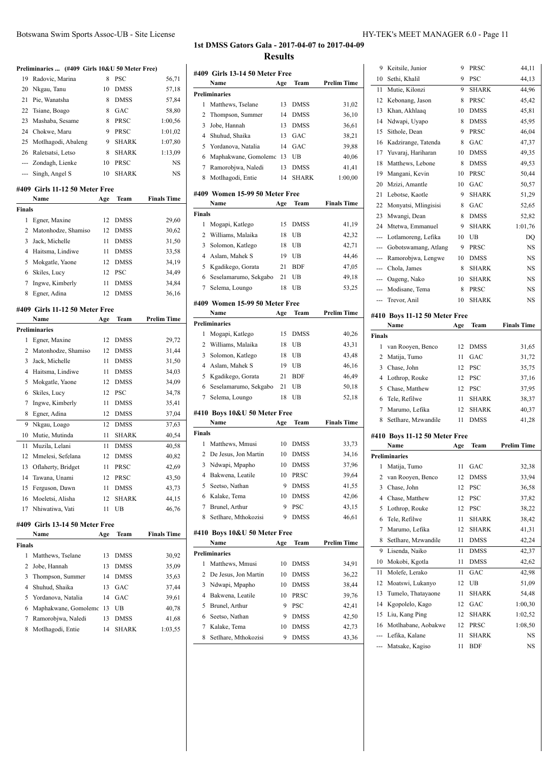## 1st DMSS Gators Gala - 2017-04-07 to 2017-04-09

## Results

### Preliminaries ... (#409 Girls 10&U 50 Meter Free)

| | Name | Age | Team | Prelim Time |
|---|---|---|---|---|
| 19 | Radovic, Marina | 8 | PSC | 56,71 |
| 20 | Nkgau, Tanu | 10 | DMSS | 57,18 |
| 21 | Pie, Wanatsha | 8 | DMSS | 57,84 |
| 22 | Tsiane, Boago | 8 | GAC | 58,80 |
| 23 | Mashaba, Sesame | 8 | PRSC | 1:00,56 |
| 24 | Chokwe, Maru | 9 | PRSC | 1:01,02 |
| 25 | Motlhagodi, Abaleng | 9 | SHARK | 1:07,80 |
| 26 | Raletsatsi, Letso | 8 | SHARK | 1:13,09 |
| --- | Zondagh, Lienke | 10 | PRSC | NS |
| --- | Singh, Angel S | 10 | SHARK | NS |

### #409 Girls 11-12 50 Meter Free

| | Name | Age | Team | Finals Time |
|---|---|---|---|---|
| **Finals** | | | | |
| 1 | Egner, Maxine | 12 | DMSS | 29,60 |
| 2 | Matonhodze, Shamiso | 12 | DMSS | 30,62 |
| 3 | Jack, Michelle | 11 | DMSS | 31,50 |
| 4 | Haitsma, Lindiwe | 11 | DMSS | 33,58 |
| 5 | Mokgatle, Yaone | 12 | DMSS | 34,19 |
| 6 | Skiles, Lucy | 12 | PSC | 34,49 |
| 7 | Ingwe, Kimberly | 11 | DMSS | 34,84 |
| 8 | Egner, Adina | 12 | DMSS | 36,16 |

### #409 Girls 11-12 50 Meter Free

| | Name | Age | Team | Prelim Time |
|---|---|---|---|---|
| **Preliminaries** | | | | |
| 1 | Egner, Maxine | 12 | DMSS | 29,72 |
| 2 | Matonhodze, Shamiso | 12 | DMSS | 31,44 |
| 3 | Jack, Michelle | 11 | DMSS | 31,50 |
| 4 | Haitsma, Lindiwe | 11 | DMSS | 34,03 |
| 5 | Mokgatle, Yaone | 12 | DMSS | 34,09 |
| 6 | Skiles, Lucy | 12 | PSC | 34,78 |
| 7 | Ingwe, Kimberly | 11 | DMSS | 35,41 |
| 8 | Egner, Adina | 12 | DMSS | 37,04 |
| 9 | Nkgau, Loago | 12 | DMSS | 37,63 |
| 10 | Mutie, Mutinda | 11 | SHARK | 40,54 |
| 11 | Muzila, Lelani | 11 | DMSS | 40,58 |
| 12 | Mmelesi, Sefelana | 12 | DMSS | 40,82 |
| 13 | Oflaherty, Bridget | 11 | PRSC | 42,69 |
| 14 | Tawana, Unami | 12 | PRSC | 43,50 |
| 15 | Ferguson, Dawn | 11 | DMSS | 43,73 |
| 16 | Moeletsi, Alisha | 12 | SHARK | 44,15 |
| 17 | Nhiwatiwa, Vati | 11 | UB | 46,76 |

### #409 Girls 13-14 50 Meter Free

| | Name | Age | Team | Finals Time |
|---|---|---|---|---|
| **Finals** | | | | |
| 1 | Matthews, Tselane | 13 | DMSS | 30,92 |
| 2 | Jobe, Hannah | 13 | DMSS | 35,09 |
| 3 | Thompson, Summer | 14 | DMSS | 35,63 |
| 4 | Shuhud, Shaika | 13 | GAC | 37,44 |
| 5 | Yordanova, Natalia | 14 | GAC | 39,61 |
| 6 | Maphakwane, Gomolemo | 13 | UB | 40,78 |
| 7 | Ramorobjwa, Naledi | 13 | DMSS | 41,68 |
| 8 | Motlhagodi, Entie | 14 | SHARK | 1:03,55 |

### #409 Girls 13-14 50 Meter Free

| | Name | Age | Team | Prelim Time |
|---|---|---|---|---|
| **Preliminaries** | | | | |
| 1 | Matthews, Tselane | 13 | DMSS | 31,02 |
| 2 | Thompson, Summer | 14 | DMSS | 36,10 |
| 3 | Jobe, Hannah | 13 | DMSS | 36,61 |
| 4 | Shuhud, Shaika | 13 | GAC | 38,21 |
| 5 | Yordanova, Natalia | 14 | GAC | 39,88 |
| 6 | Maphakwane, Gomolemo | 13 | UB | 40,06 |
| 7 | Ramorobjwa, Naledi | 13 | DMSS | 41,41 |
| 8 | Motlhagodi, Entie | 14 | SHARK | 1:00,00 |

### #409 Women 15-99 50 Meter Free

| | Name | Age | Team | Finals Time |
|---|---|---|---|---|
| **Finals** | | | | |
| 1 | Mogapi, Katlego | 15 | DMSS | 41,19 |
| 2 | Williams, Malaika | 18 | UB | 42,32 |
| 3 | Solomon, Katlego | 18 | UB | 42,71 |
| 4 | Aslam, Mahek S | 19 | UB | 44,46 |
| 5 | Kgadikego, Gorata | 21 | BDF | 47,05 |
| 6 | Seselamarumo, Sekgabo | 21 | UB | 49,18 |
| 7 | Selema, Loungo | 18 | UB | 53,25 |

### #409 Women 15-99 50 Meter Free

| | Name | Age | Team | Prelim Time |
|---|---|---|---|---|
| **Preliminaries** | | | | |
| 1 | Mogapi, Katlego | 15 | DMSS | 40,26 |
| 2 | Williams, Malaika | 18 | UB | 43,31 |
| 3 | Solomon, Katlego | 18 | UB | 43,48 |
| 4 | Aslam, Mahek S | 19 | UB | 46,16 |
| 5 | Kgadikego, Gorata | 21 | BDF | 46,49 |
| 6 | Seselamarumo, Sekgabo | 21 | UB | 50,18 |
| 7 | Selema, Loungo | 18 | UB | 52,18 |

### #410 Boys 10&U 50 Meter Free

| | Name | Age | Team | Finals Time |
|---|---|---|---|---|
| **Finals** | | | | |
| 1 | Matthews, Mmusi | 10 | DMSS | 33,73 |
| 2 | De Jesus, Jon Martin | 10 | DMSS | 34,16 |
| 3 | Ndwapi, Mpapho | 10 | DMSS | 37,96 |
| 4 | Bakwena, Leatile | 10 | PRSC | 39,64 |
| 5 | Seetso, Nathan | 9 | DMSS | 41,55 |
| 6 | Kalake, Tema | 10 | DMSS | 42,06 |
| 7 | Brunel, Arthur | 9 | PSC | 43,15 |
| 8 | Setlhare, Mthokozisi | 9 | DMSS | 46,61 |

### #410 Boys 10&U 50 Meter Free

| | Name | Age | Team | Prelim Time |
|---|---|---|---|---|
| **Preliminaries** | | | | |
| 1 | Matthews, Mmusi | 10 | DMSS | 34,91 |
| 2 | De Jesus, Jon Martin | 10 | DMSS | 36,22 |
| 3 | Ndwapi, Mpapho | 10 | DMSS | 38,44 |
| 4 | Bakwena, Leatile | 10 | PRSC | 39,76 |
| 5 | Brunel, Arthur | 9 | PSC | 42,41 |
| 6 | Seetso, Nathan | 9 | DMSS | 42,50 |
| 7 | Kalake, Tema | 10 | DMSS | 42,73 |
| 8 | Setlhare, Mthokozisi | 9 | DMSS | 43,36 |
| 9 | Keitsile, Junior | 9 | PRSC | 44,11 |
| 10 | Sethi, Khalil | 9 | PSC | 44,13 |
| 11 | Mutie, Kilonzi | 9 | SHARK | 44,96 |
| 12 | Kebonang, Jason | 8 | PRSC | 45,42 |
| 13 | Khan, Akhlaaq | 10 | DMSS | 45,81 |
| 14 | Ndwapi, Uyapo | 8 | DMSS | 45,95 |
| 15 | Sithole, Dean | 9 | PRSC | 46,04 |
| 16 | Kadzirange, Tatenda | 8 | GAC | 47,37 |
| 17 | Yuvaraj, Hariharan | 10 | DMSS | 49,35 |
| 18 | Matthews, Lebone | 8 | DMSS | 49,53 |
| 19 | Mangani, Kevin | 10 | PRSC | 50,44 |
| 20 | Mzizi, Amantle | 10 | GAC | 50,57 |
| 21 | Lebotse, Kaotle | 9 | SHARK | 51,29 |
| 22 | Monyatsi, Mlingisisi | 8 | GAC | 52,65 |
| 23 | Mwangi, Dean | 8 | DMSS | 52,82 |
| 24 | Mtetwa, Emmanuel | 9 | SHARK | 1:01,76 |
| --- | Lotlamoreng, Lefika | 10 | UB | DQ |
| --- | Gobotswamang, Atlang | 9 | PRSC | NS |
| --- | Ramorobjwa, Lengwe | 10 | DMSS | NS |
| --- | Chola, James | 8 | SHARK | NS |
| --- | Oageng, Nako | 10 | SHARK | NS |
| --- | Modisane, Tema | 8 | PRSC | NS |
| --- | Trevor, Anil | 10 | SHARK | NS |

### #410 Boys 11-12 50 Meter Free

| | Name | Age | Team | Finals Time |
|---|---|---|---|---|
| **Finals** | | | | |
| 1 | van Rooyen, Benco | 12 | DMSS | 31,65 |
| 2 | Matija, Tumo | 11 | GAC | 31,72 |
| 3 | Chase, John | 12 | PSC | 35,75 |
| 4 | Lothrop, Rouke | 12 | PSC | 37,16 |
| 5 | Chase, Matthew | 12 | PSC | 37,95 |
| 6 | Tele, Refilwe | 11 | SHARK | 38,37 |
| 7 | Marumo, Lefika | 12 | SHARK | 40,37 |
| 8 | Setlhare, Mzwandile | 11 | DMSS | 41,28 |

### #410 Boys 11-12 50 Meter Free

| | Name | Age | Team | Prelim Time |
|---|---|---|---|---|
| **Preliminaries** | | | | |
| 1 | Matija, Tumo | 11 | GAC | 32,38 |
| 2 | van Rooyen, Benco | 12 | DMSS | 33,94 |
| 3 | Chase, John | 12 | PSC | 36,58 |
| 4 | Chase, Matthew | 12 | PSC | 37,82 |
| 5 | Lothrop, Rouke | 12 | PSC | 38,22 |
| 6 | Tele, Refilwe | 11 | SHARK | 38,42 |
| 7 | Marumo, Lefika | 12 | SHARK | 41,31 |
| 8 | Setlhare, Mzwandile | 11 | DMSS | 42,24 |
| 9 | Lisenda, Naiko | 11 | DMSS | 42,37 |
| 10 | Mokobi, Kgotla | 11 | DMSS | 42,62 |
| 11 | Molefe, Lerako | 11 | GAC | 42,98 |
| 12 | Moatswi, Lukanyo | 12 | UB | 51,09 |
| 13 | Tumelo, Thatayaone | 11 | SHARK | 54,48 |
| 14 | Kgopolelo, Kago | 12 | GAC | 1:00,30 |
| 15 | Liu, Kang Ping | 12 | SHARK | 1:02,52 |
| 16 | Motlhabane, Aobakwe | 12 | PRSC | 1:08,50 |
| --- | Lefika, Kalane | 11 | SHARK | NS |
| --- | Matsake, Kagiso | 11 | BDF | NS |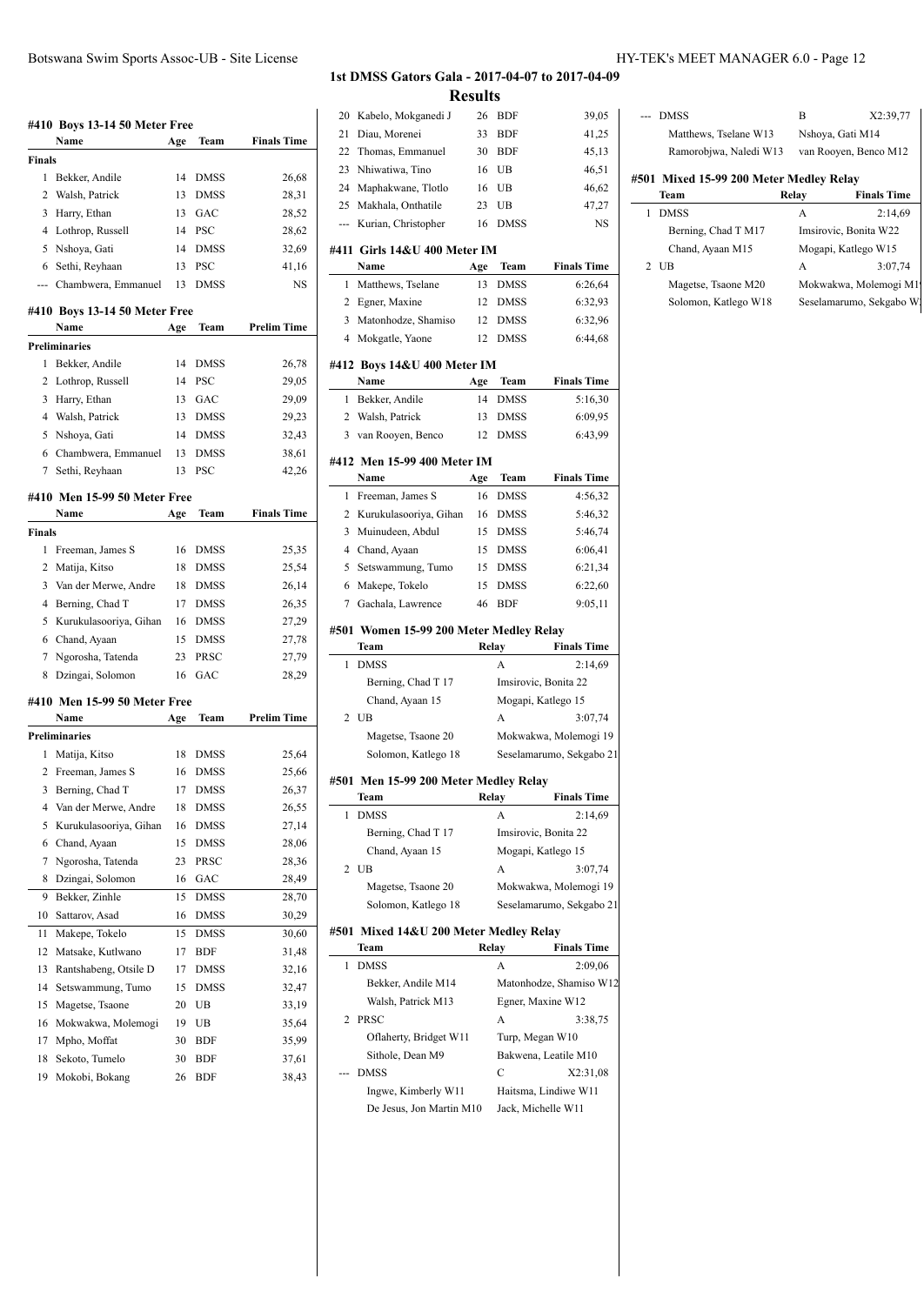**1st DMSS Gators Gala - 2017-04-07 to 2017-04-09**

**Results**

#### #410 Boys 13-14 50 Meter Free

| | Name | Age | Team | Finals Time |
|---|---|---|---|---|
| **Finals** | | | | |
| 1 | Bekker, Andile | 14 | DMSS | 26,68 |
| 2 | Walsh, Patrick | 13 | DMSS | 28,31 |
| 3 | Harry, Ethan | 13 | GAC | 28,52 |
| 4 | Lothrop, Russell | 14 | PSC | 28,62 |
| 5 | Nshoya, Gati | 14 | DMSS | 32,69 |
| 6 | Sethi, Reyhaan | 13 | PSC | 41,16 |
| --- | Chambwera, Emmanuel | 13 | DMSS | NS |

#### #410 Boys 13-14 50 Meter Free

| | Name | Age | Team | Prelim Time |
|---|---|---|---|---|
| **Preliminaries** | | | | |
| 1 | Bekker, Andile | 14 | DMSS | 26,78 |
| 2 | Lothrop, Russell | 14 | PSC | 29,05 |
| 3 | Harry, Ethan | 13 | GAC | 29,09 |
| 4 | Walsh, Patrick | 13 | DMSS | 29,23 |
| 5 | Nshoya, Gati | 14 | DMSS | 32,43 |
| 6 | Chambwera, Emmanuel | 13 | DMSS | 38,61 |
| 7 | Sethi, Reyhaan | 13 | PSC | 42,26 |

#### #410 Men 15-99 50 Meter Free

| | Name | Age | Team | Finals Time |
|---|---|---|---|---|
| **Finals** | | | | |
| 1 | Freeman, James S | 16 | DMSS | 25,35 |
| 2 | Matija, Kitso | 18 | DMSS | 25,54 |
| 3 | Van der Merwe, Andre | 18 | DMSS | 26,14 |
| 4 | Berning, Chad T | 17 | DMSS | 26,35 |
| 5 | Kurukulasooriya, Gihan | 16 | DMSS | 27,29 |
| 6 | Chand, Ayaan | 15 | DMSS | 27,78 |
| 7 | Ngorosha, Tatenda | 23 | PRSC | 27,79 |
| 8 | Dzingai, Solomon | 16 | GAC | 28,29 |

#### #410 Men 15-99 50 Meter Free

| | Name | Age | Team | Prelim Time |
|---|---|---|---|---|
| **Preliminaries** | | | | |
| 1 | Matija, Kitso | 18 | DMSS | 25,64 |
| 2 | Freeman, James S | 16 | DMSS | 25,66 |
| 3 | Berning, Chad T | 17 | DMSS | 26,37 |
| 4 | Van der Merwe, Andre | 18 | DMSS | 26,55 |
| 5 | Kurukulasooriya, Gihan | 16 | DMSS | 27,14 |
| 6 | Chand, Ayaan | 15 | DMSS | 28,06 |
| 7 | Ngorosha, Tatenda | 23 | PRSC | 28,36 |
| 8 | Dzingai, Solomon | 16 | GAC | 28,49 |
| 9 | Bekker, Zinhle | 15 | DMSS | 28,70 |
| 10 | Sattarov, Asad | 16 | DMSS | 30,29 |
| 11 | Makepe, Tokelo | 15 | DMSS | 30,60 |
| 12 | Matsake, Kutlwano | 17 | BDF | 31,48 |
| 13 | Rantshabeng, Otsile D | 17 | DMSS | 32,16 |
| 14 | Setswammung, Tumo | 15 | DMSS | 32,47 |
| 15 | Magetse, Tsaone | 20 | UB | 33,19 |
| 16 | Mokwakwa, Molemogi | 19 | UB | 35,64 |
| 17 | Mpho, Moffat | 30 | BDF | 35,99 |
| 18 | Sekoto, Tumelo | 30 | BDF | 37,61 |
| 19 | Mokobi, Bokang | 26 | BDF | 38,43 |
| 20 | Kabelo, Mokganedi J | 26 | BDF | 39,05 |
| 21 | Diau, Morenei | 33 | BDF | 41,25 |
| 22 | Thomas, Emmanuel | 30 | BDF | 45,13 |
| 23 | Nhiwatiwa, Tino | 16 | UB | 46,51 |
| 24 | Maphakwane, Tlotlo | 16 | UB | 46,62 |
| 25 | Makhala, Onthatile | 23 | UB | 47,27 |
| --- | Kurian, Christopher | 16 | DMSS | NS |

#### #411 Girls 14&U 400 Meter IM

| | Name | Age | Team | Finals Time |
|---|---|---|---|---|
| 1 | Matthews, Tselane | 13 | DMSS | 6:26,64 |
| 2 | Egner, Maxine | 12 | DMSS | 6:32,93 |
| 3 | Matonhodze, Shamiso | 12 | DMSS | 6:32,96 |
| 4 | Mokgatle, Yaone | 12 | DMSS | 6:44,68 |

#### #412 Boys 14&U 400 Meter IM

| | Name | Age | Team | Finals Time |
|---|---|---|---|---|
| 1 | Bekker, Andile | 14 | DMSS | 5:16,30 |
| 2 | Walsh, Patrick | 13 | DMSS | 6:09,95 |
| 3 | van Rooyen, Benco | 12 | DMSS | 6:43,99 |

#### #412 Men 15-99 400 Meter IM

| | Name | Age | Team | Finals Time |
|---|---|---|---|---|
| 1 | Freeman, James S | 16 | DMSS | 4:56,32 |
| 2 | Kurukulasooriya, Gihan | 16 | DMSS | 5:46,32 |
| 3 | Muinudeen, Abdul | 15 | DMSS | 5:46,74 |
| 4 | Chand, Ayaan | 15 | DMSS | 6:06,41 |
| 5 | Setswammung, Tumo | 15 | DMSS | 6:21,34 |
| 6 | Makepe, Tokelo | 15 | DMSS | 6:22,60 |
| 7 | Gachala, Lawrence | 46 | BDF | 9:05,11 |

#### #501 Women 15-99 200 Meter Medley Relay

| | Team | Relay | Finals Time |
|---|---|---|---|
| 1 | DMSS | A | 2:14,69 |
| | Berning, Chad T 17 | Imsirovic, Bonita 22 | |
| | Chand, Ayaan 15 | Mogapi, Katlego 15 | |
| 2 | UB | A | 3:07,74 |
| | Magetse, Tsaone 20 | Mokwakwa, Molemogi 19 | |
| | Solomon, Katlego 18 | Seselamarumo, Sekgabo 21 | |

#### #501 Men 15-99 200 Meter Medley Relay

| | Team | Relay | Finals Time |
|---|---|---|---|
| 1 | DMSS | A | 2:14,69 |
| | Berning, Chad T 17 | Imsirovic, Bonita 22 | |
| | Chand, Ayaan 15 | Mogapi, Katlego 15 | |
| 2 | UB | A | 3:07,74 |
| | Magetse, Tsaone 20 | Mokwakwa, Molemogi 19 | |
| | Solomon, Katlego 18 | Seselamarumo, Sekgabo 21 | |

#### #501 Mixed 14&U 200 Meter Medley Relay

| | Team | Relay | Finals Time |
|---|---|---|---|
| 1 | DMSS | A | 2:09,06 |
| | Bekker, Andile M14 | Matonhodze, Shamiso W12 | |
| | Walsh, Patrick M13 | Egner, Maxine W12 | |
| 2 | PRSC | A | 3:38,75 |
| | Oflaherty, Bridget W11 | Turp, Megan W10 | |
| | Sithole, Dean M9 | Bakwena, Leatile M10 | |
| --- | DMSS | C | X2:31,08 |
| | Ingwe, Kimberly W11 | Haitsma, Lindiwe W11 | |
| | De Jesus, Jon Martin M10 | Jack, Michelle W11 | |
| --- | DMSS | B | X2:39,77 |
| | Matthews, Tselane W13 | Nshoya, Gati M14 | |
| | Ramorobjwa, Naledi W13 | van Rooyen, Benco M12 | |

#### #501 Mixed 15-99 200 Meter Medley Relay

| | Team | Relay | Finals Time |
|---|---|---|---|
| 1 | DMSS | A | 2:14,69 |
| | Berning, Chad T M17 | Imsirovic, Bonita W22 | |
| | Chand, Ayaan M15 | Mogapi, Katlego W15 | |
| 2 | UB | A | 3:07,74 |
| | Magetse, Tsaone M20 | Mokwakwa, Molemogi M19 | |
| | Solomon, Katlego W18 | Seselamarumo, Sekgabo W21 | |